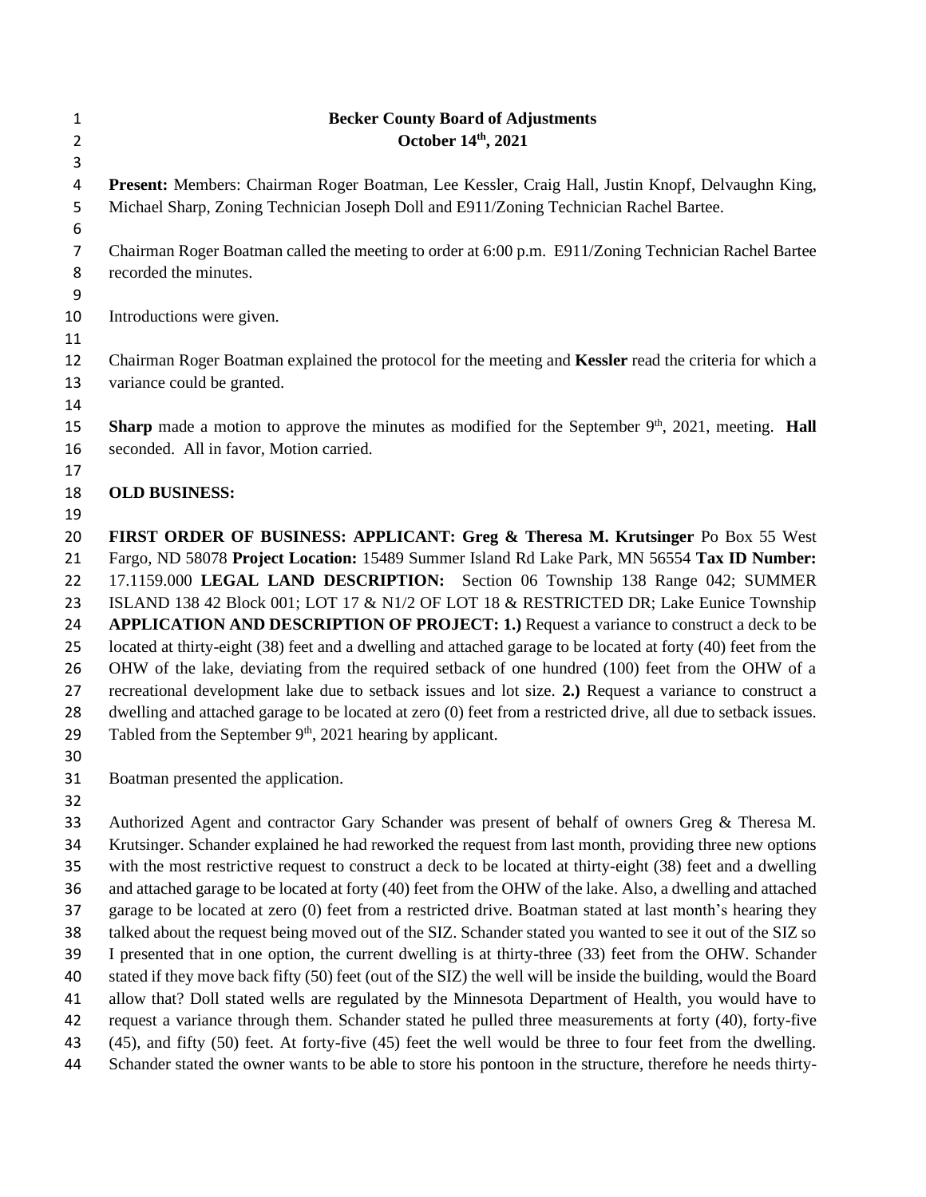**Becker County Board of Adjustments**
**October 14th, 2021**

**Present:** Members: Chairman Roger Boatman, Lee Kessler, Craig Hall, Justin Knopf, Delvaughn King, Michael Sharp, Zoning Technician Joseph Doll and E911/Zoning Technician Rachel Bartee.

Chairman Roger Boatman called the meeting to order at 6:00 p.m. E911/Zoning Technician Rachel Bartee recorded the minutes.

Introductions were given.

Chairman Roger Boatman explained the protocol for the meeting and **Kessler** read the criteria for which a variance could be granted.

**Sharp** made a motion to approve the minutes as modified for the September 9th, 2021, meeting. **Hall** seconded. All in favor, Motion carried.

**OLD BUSINESS:**

**FIRST ORDER OF BUSINESS: APPLICANT: Greg & Theresa M. Krutsinger** Po Box 55 West Fargo, ND 58078 **Project Location:** 15489 Summer Island Rd Lake Park, MN 56554 **Tax ID Number:** 17.1159.000 **LEGAL LAND DESCRIPTION:** Section 06 Township 138 Range 042; SUMMER ISLAND 138 42 Block 001; LOT 17 & N1/2 OF LOT 18 & RESTRICTED DR; Lake Eunice Township **APPLICATION AND DESCRIPTION OF PROJECT: 1.)** Request a variance to construct a deck to be located at thirty-eight (38) feet and a dwelling and attached garage to be located at forty (40) feet from the OHW of the lake, deviating from the required setback of one hundred (100) feet from the OHW of a recreational development lake due to setback issues and lot size. **2.)** Request a variance to construct a dwelling and attached garage to be located at zero (0) feet from a restricted drive, all due to setback issues. Tabled from the September 9th, 2021 hearing by applicant.

Boatman presented the application.

Authorized Agent and contractor Gary Schander was present of behalf of owners Greg & Theresa M. Krutsinger. Schander explained he had reworked the request from last month, providing three new options with the most restrictive request to construct a deck to be located at thirty-eight (38) feet and a dwelling and attached garage to be located at forty (40) feet from the OHW of the lake. Also, a dwelling and attached garage to be located at zero (0) feet from a restricted drive. Boatman stated at last month's hearing they talked about the request being moved out of the SIZ. Schander stated you wanted to see it out of the SIZ so I presented that in one option, the current dwelling is at thirty-three (33) feet from the OHW. Schander stated if they move back fifty (50) feet (out of the SIZ) the well will be inside the building, would the Board allow that? Doll stated wells are regulated by the Minnesota Department of Health, you would have to request a variance through them. Schander stated he pulled three measurements at forty (40), forty-five (45), and fifty (50) feet. At forty-five (45) feet the well would be three to four feet from the dwelling. Schander stated the owner wants to be able to store his pontoon in the structure, therefore he needs thirty-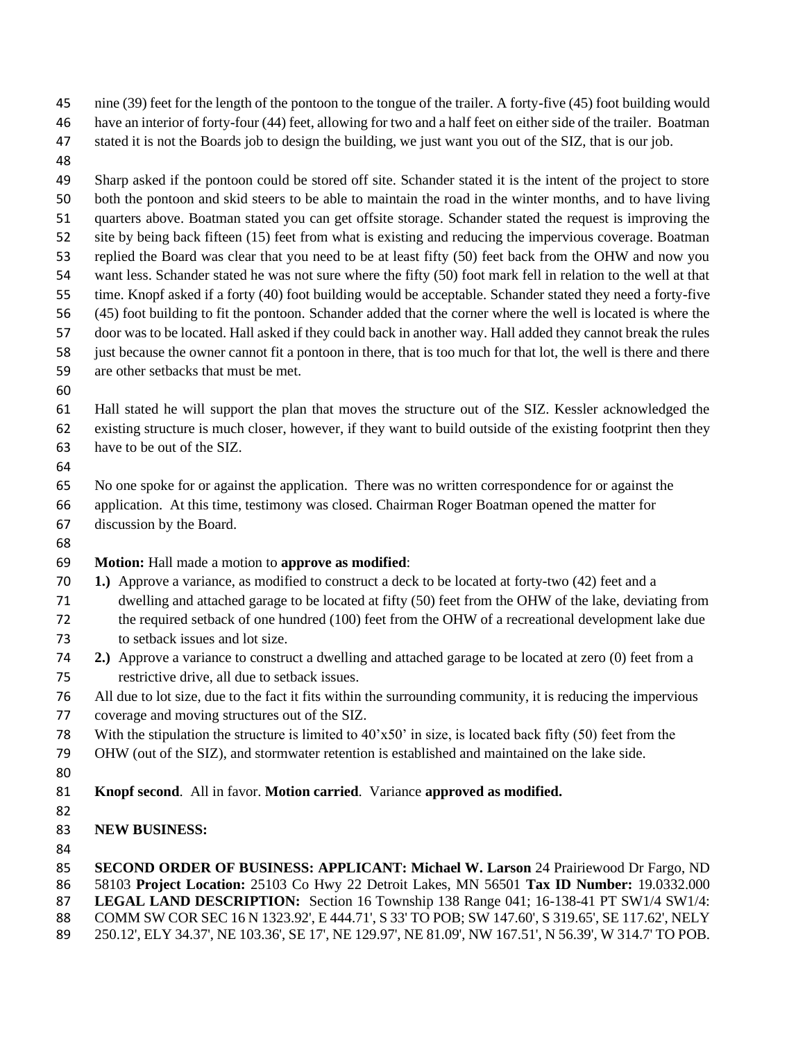nine (39) feet for the length of the pontoon to the tongue of the trailer. A forty-five (45) foot building would have an interior of forty-four (44) feet, allowing for two and a half feet on either side of the trailer. Boatman stated it is not the Boards job to design the building, we just want you out of the SIZ, that is our job.

Sharp asked if the pontoon could be stored off site. Schander stated it is the intent of the project to store both the pontoon and skid steers to be able to maintain the road in the winter months, and to have living quarters above. Boatman stated you can get offsite storage. Schander stated the request is improving the site by being back fifteen (15) feet from what is existing and reducing the impervious coverage. Boatman replied the Board was clear that you need to be at least fifty (50) feet back from the OHW and now you want less. Schander stated he was not sure where the fifty (50) foot mark fell in relation to the well at that time. Knopf asked if a forty (40) foot building would be acceptable. Schander stated they need a forty-five (45) foot building to fit the pontoon. Schander added that the corner where the well is located is where the door was to be located. Hall asked if they could back in another way. Hall added they cannot break the rules just because the owner cannot fit a pontoon in there, that is too much for that lot, the well is there and there are other setbacks that must be met.

Hall stated he will support the plan that moves the structure out of the SIZ. Kessler acknowledged the existing structure is much closer, however, if they want to build outside of the existing footprint then they have to be out of the SIZ.

No one spoke for or against the application. There was no written correspondence for or against the application. At this time, testimony was closed. Chairman Roger Boatman opened the matter for discussion by the Board.

**Motion:** Hall made a motion to **approve as modified**:

**1.)** Approve a variance, as modified to construct a deck to be located at forty-two (42) feet and a dwelling and attached garage to be located at fifty (50) feet from the OHW of the lake, deviating from the required setback of one hundred (100) feet from the OHW of a recreational development lake due to setback issues and lot size.

**2.)** Approve a variance to construct a dwelling and attached garage to be located at zero (0) feet from a restrictive drive, all due to setback issues.

All due to lot size, due to the fact it fits within the surrounding community, it is reducing the impervious coverage and moving structures out of the SIZ.

With the stipulation the structure is limited to 40'x50' in size, is located back fifty (50) feet from the OHW (out of the SIZ), and stormwater retention is established and maintained on the lake side.

**Knopf second**. All in favor. **Motion carried**. Variance **approved as modified.**

**NEW BUSINESS:**

**SECOND ORDER OF BUSINESS: APPLICANT: Michael W. Larson** 24 Prairiewood Dr Fargo, ND 58103 **Project Location:** 25103 Co Hwy 22 Detroit Lakes, MN 56501 **Tax ID Number:** 19.0332.000 **LEGAL LAND DESCRIPTION:** Section 16 Township 138 Range 041; 16-138-41 PT SW1/4 SW1/4: COMM SW COR SEC 16 N 1323.92', E 444.71', S 33' TO POB; SW 147.60', S 319.65', SE 117.62', NELY 250.12', ELY 34.37', NE 103.36', SE 17', NE 129.97', NE 81.09', NW 167.51', N 56.39', W 314.7' TO POB.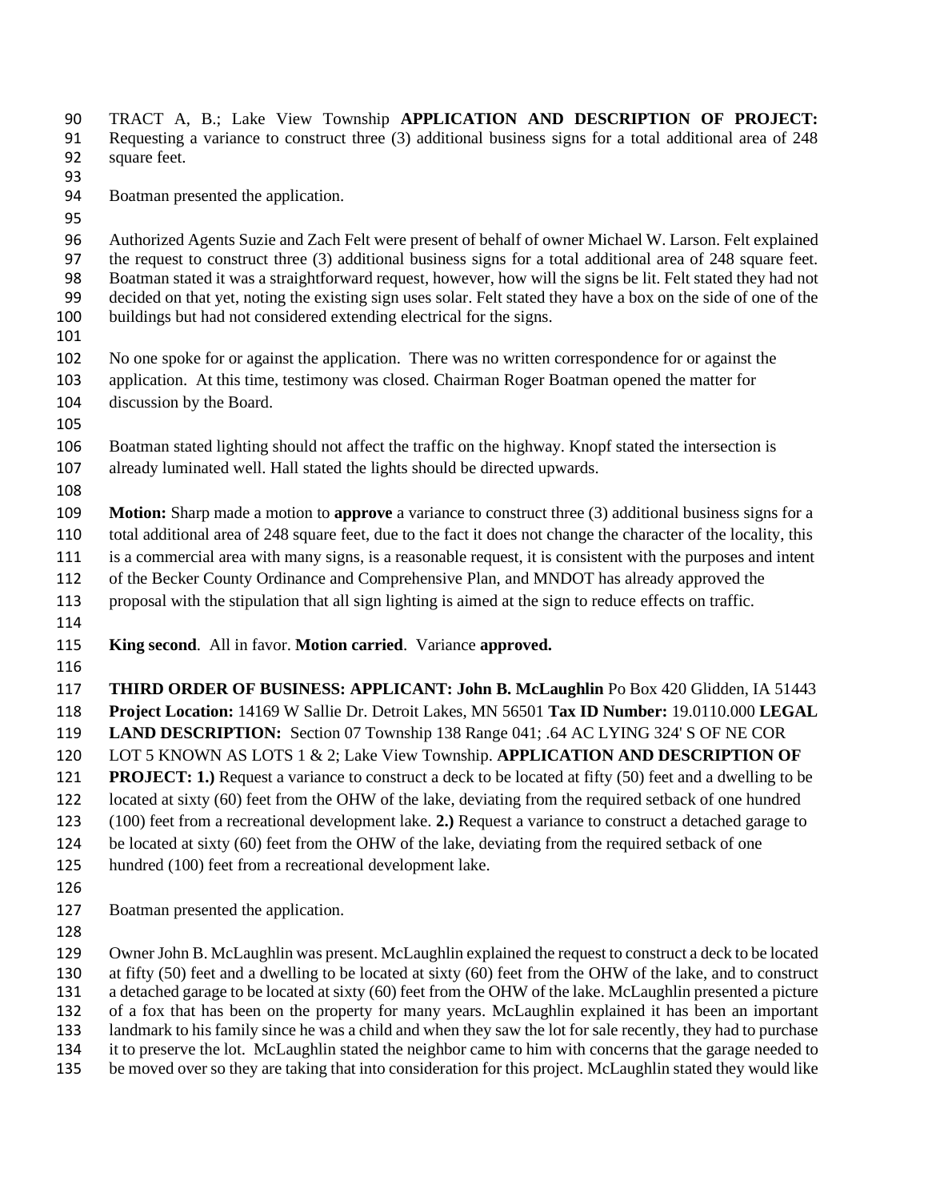TRACT A, B.; Lake View Township **APPLICATION AND DESCRIPTION OF PROJECT:** Requesting a variance to construct three (3) additional business signs for a total additional area of 248 square feet.

Boatman presented the application.

Authorized Agents Suzie and Zach Felt were present of behalf of owner Michael W. Larson. Felt explained the request to construct three (3) additional business signs for a total additional area of 248 square feet. Boatman stated it was a straightforward request, however, how will the signs be lit. Felt stated they had not decided on that yet, noting the existing sign uses solar. Felt stated they have a box on the side of one of the buildings but had not considered extending electrical for the signs.

No one spoke for or against the application. There was no written correspondence for or against the application. At this time, testimony was closed. Chairman Roger Boatman opened the matter for discussion by the Board.

Boatman stated lighting should not affect the traffic on the highway. Knopf stated the intersection is already luminated well. Hall stated the lights should be directed upwards.

**Motion:** Sharp made a motion to **approve** a variance to construct three (3) additional business signs for a total additional area of 248 square feet, due to the fact it does not change the character of the locality, this is a commercial area with many signs, is a reasonable request, it is consistent with the purposes and intent of the Becker County Ordinance and Comprehensive Plan, and MNDOT has already approved the proposal with the stipulation that all sign lighting is aimed at the sign to reduce effects on traffic.

**King second**. All in favor. **Motion carried**. Variance **approved.**

**THIRD ORDER OF BUSINESS: APPLICANT: John B. McLaughlin** Po Box 420 Glidden, IA 51443 **Project Location:** 14169 W Sallie Dr. Detroit Lakes, MN 56501 **Tax ID Number:** 19.0110.000 **LEGAL LAND DESCRIPTION:** Section 07 Township 138 Range 041; .64 AC LYING 324' S OF NE COR LOT 5 KNOWN AS LOTS 1 & 2; Lake View Township. **APPLICATION AND DESCRIPTION OF PROJECT: 1.)** Request a variance to construct a deck to be located at fifty (50) feet and a dwelling to be located at sixty (60) feet from the OHW of the lake, deviating from the required setback of one hundred (100) feet from a recreational development lake. **2.)** Request a variance to construct a detached garage to be located at sixty (60) feet from the OHW of the lake, deviating from the required setback of one hundred (100) feet from a recreational development lake.

Boatman presented the application.

Owner John B. McLaughlin was present. McLaughlin explained the request to construct a deck to be located at fifty (50) feet and a dwelling to be located at sixty (60) feet from the OHW of the lake, and to construct a detached garage to be located at sixty (60) feet from the OHW of the lake. McLaughlin presented a picture of a fox that has been on the property for many years. McLaughlin explained it has been an important landmark to his family since he was a child and when they saw the lot for sale recently, they had to purchase it to preserve the lot. McLaughlin stated the neighbor came to him with concerns that the garage needed to be moved over so they are taking that into consideration for this project. McLaughlin stated they would like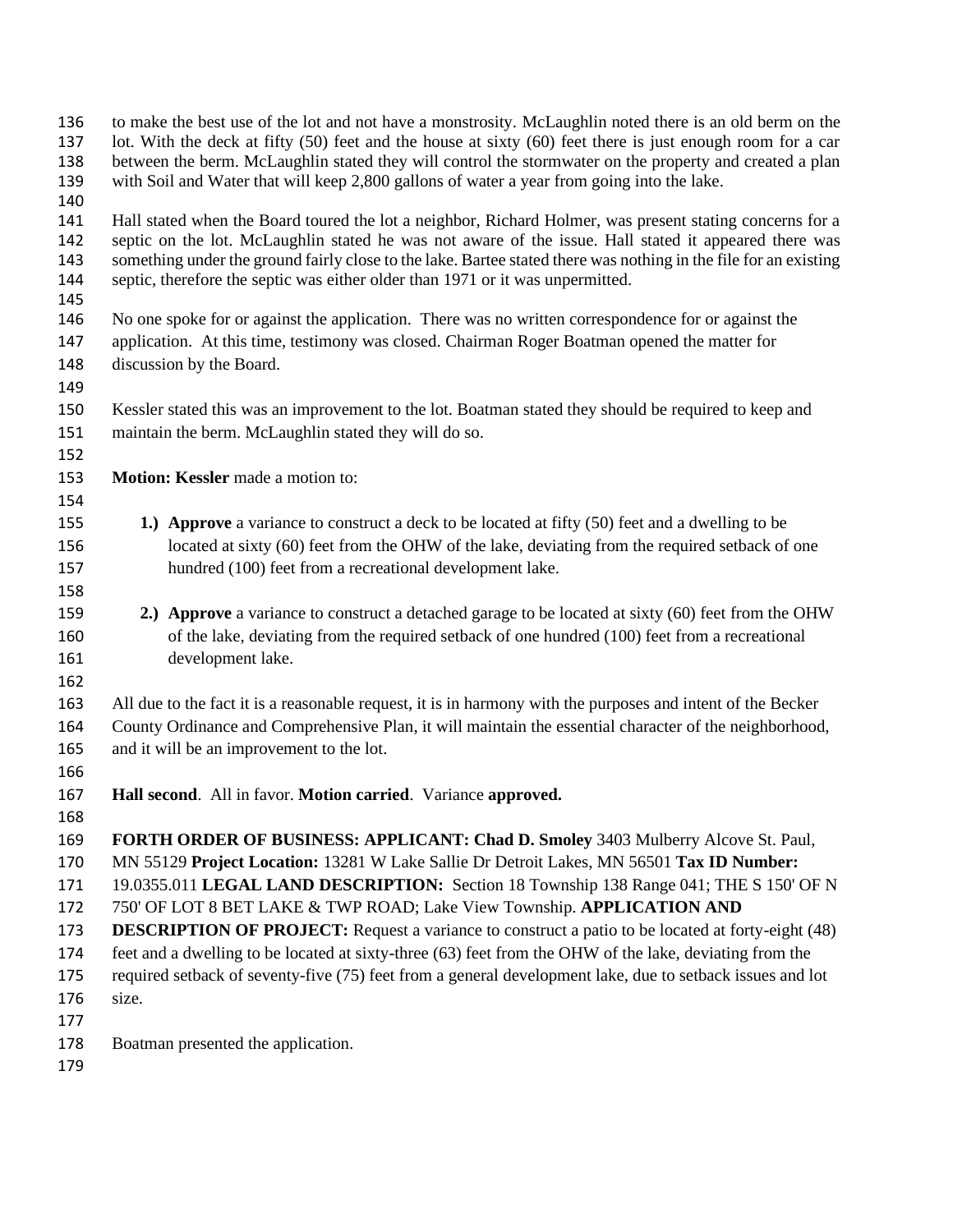to make the best use of the lot and not have a monstrosity. McLaughlin noted there is an old berm on the lot. With the deck at fifty (50) feet and the house at sixty (60) there is just enough room for a car between the berm. McLaughlin stated they will control the stormwater on the property and created a plan with Soil and Water that will keep 2,800 gallons of water a year from going into the lake.

Hall stated when the Board toured the lot a neighbor, Richard Holmer, was present stating concerns for a septic on the lot. McLaughlin stated he was not aware of the issue. Hall stated it appeared there was something under the ground fairly close to the lake. Bartee stated there was nothing in the file for an existing septic, therefore the septic was either older than 1971 or it was unpermitted.

No one spoke for or against the application. There was no written correspondence for or against the application. At this time, testimony was closed. Chairman Roger Boatman opened the matter for discussion by the Board.

Kessler stated this was an improvement to the lot. Boatman stated they should be required to keep and maintain the berm. McLaughlin stated they will do so.

**Motion: Kessler** made a motion to:

1.) **Approve** a variance to construct a deck to be located at fifty (50) feet and a dwelling to be located at sixty (60) feet from the OHW of the lake, deviating from the required setback of one hundred (100) feet from a recreational development lake.

2.) **Approve** a variance to construct a detached garage to be located at sixty (60) feet from the OHW of the lake, deviating from the required setback of one hundred (100) feet from a recreational development lake.

All due to the fact it is a reasonable request, it is in harmony with the purposes and intent of the Becker County Ordinance and Comprehensive Plan, it will maintain the essential character of the neighborhood, and it will be an improvement to the lot.

**Hall second**. All in favor. **Motion carried**. Variance **approved.**

**FORTH ORDER OF BUSINESS: APPLICANT: Chad D. Smoley** 3403 Mulberry Alcove St. Paul, MN 55129 **Project Location:** 13281 W Lake Sallie Dr Detroit Lakes, MN 56501 **Tax ID Number:** 19.0355.011 **LEGAL LAND DESCRIPTION:** Section 18 Township 138 Range 041; THE S 150' OF N 750' OF LOT 8 BET LAKE & TWP ROAD; Lake View Township. **APPLICATION AND DESCRIPTION OF PROJECT:** Request a variance to construct a patio to be located at forty-eight (48) feet and a dwelling to be located at sixty-three (63) feet from the OHW of the lake, deviating from the required setback of seventy-five (75) feet from a general development lake, due to setback issues and lot size.

Boatman presented the application.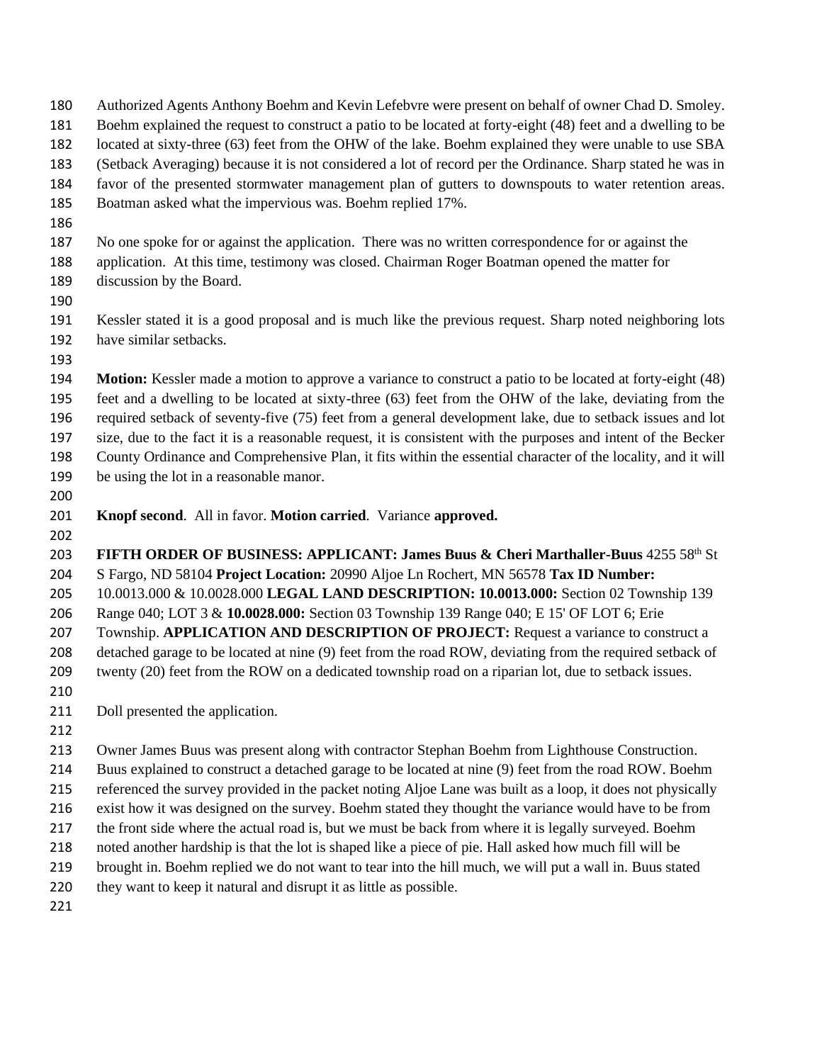Authorized Agents Anthony Boehm and Kevin Lefebvre were present on behalf of owner Chad D. Smoley. Boehm explained the request to construct a patio to be located at forty-eight (48) feet and a dwelling to be located at sixty-three (63) feet from the OHW of the lake. Boehm explained they were unable to use SBA (Setback Averaging) because it is not considered a lot of record per the Ordinance. Sharp stated he was in favor of the presented stormwater management plan of gutters to downspouts to water retention areas. Boatman asked what the impervious was. Boehm replied 17%.

No one spoke for or against the application. There was no written correspondence for or against the application. At this time, testimony was closed. Chairman Roger Boatman opened the matter for discussion by the Board.

Kessler stated it is a good proposal and is much like the previous request. Sharp noted neighboring lots have similar setbacks.

**Motion:** Kessler made a motion to approve a variance to construct a patio to be located at forty-eight (48) feet and a dwelling to be located at sixty-three (63) feet from the OHW of the lake, deviating from the required setback of seventy-five (75) feet from a general development lake, due to setback issues and lot size, due to the fact it is a reasonable request, it is consistent with the purposes and intent of the Becker County Ordinance and Comprehensive Plan, it fits within the essential character of the locality, and it will be using the lot in a reasonable manor.

**Knopf second**. All in favor. **Motion carried**. Variance **approved.**

**FIFTH ORDER OF BUSINESS: APPLICANT: James Buus & Cheri Marthaller-Buus** 4255 58th St S Fargo, ND 58104 **Project Location:** 20990 Aljoe Ln Rochert, MN 56578 **Tax ID Number:** 10.0013.000 & 10.0028.000 **LEGAL LAND DESCRIPTION: 10.0013.000:** Section 02 Township 139 Range 040; LOT 3 & **10.0028.000:** Section 03 Township 139 Range 040; E 15' OF LOT 6; Erie Township. **APPLICATION AND DESCRIPTION OF PROJECT:** Request a variance to construct a detached garage to be located at nine (9) feet from the road ROW, deviating from the required setback of twenty (20) feet from the ROW on a dedicated township road on a riparian lot, due to setback issues.

Doll presented the application.

Owner James Buus was present along with contractor Stephan Boehm from Lighthouse Construction. Buus explained to construct a detached garage to be located at nine (9) feet from the road ROW. Boehm referenced the survey provided in the packet noting Aljoe Lane was built as a loop, it does not physically exist how it was designed on the survey. Boehm stated they thought the variance would have to be from the front side where the actual road is, but we must be back from where it is legally surveyed. Boehm noted another hardship is that the lot is shaped like a piece of pie. Hall asked how much fill will be brought in. Boehm replied we do not want to tear into the hill much, we will put a wall in. Buus stated they want to keep it natural and disrupt it as little as possible.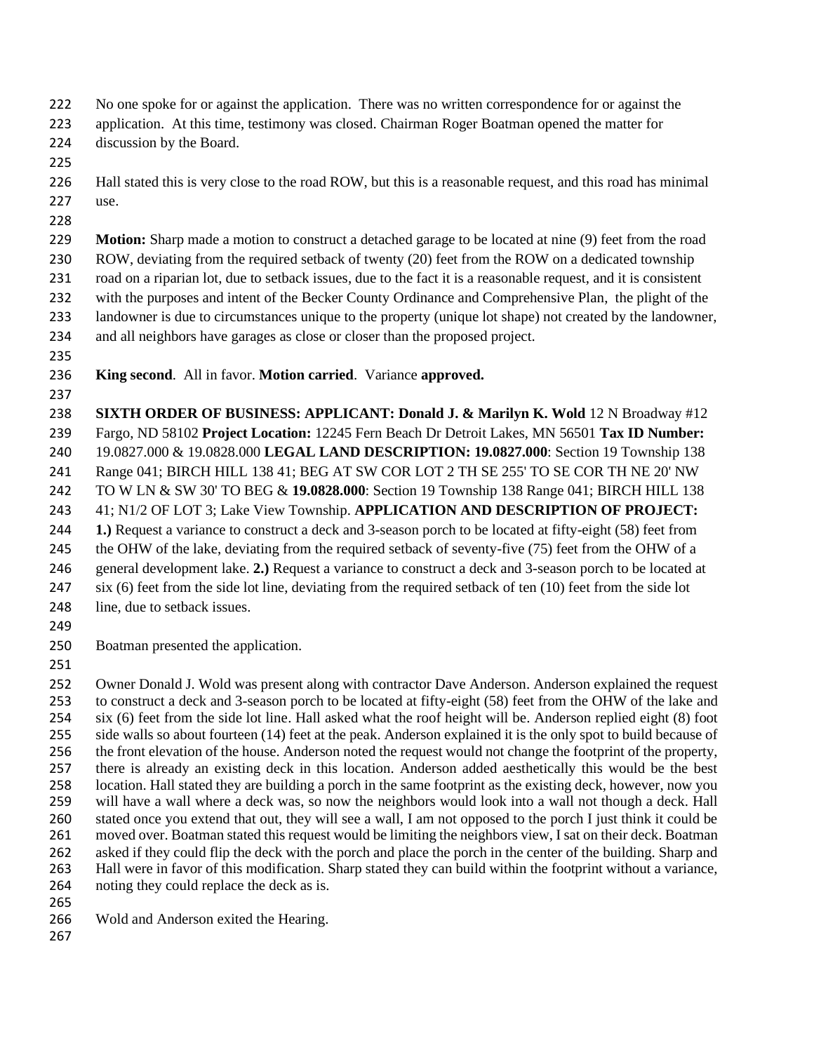No one spoke for or against the application. There was no written correspondence for or against the application. At this time, testimony was closed. Chairman Roger Boatman opened the matter for discussion by the Board.

Hall stated this is very close to the road ROW, but this is a reasonable request, and this road has minimal use.

**Motion:** Sharp made a motion to construct a detached garage to be located at nine (9) feet from the road ROW, deviating from the required setback of twenty (20) feet from the ROW on a dedicated township road on a riparian lot, due to setback issues, due to the fact it is a reasonable request, and it is consistent with the purposes and intent of the Becker County Ordinance and Comprehensive Plan, the plight of the landowner is due to circumstances unique to the property (unique lot shape) not created by the landowner, and all neighbors have garages as close or closer than the proposed project.

**King second**. All in favor. **Motion carried**. Variance **approved.**

**SIXTH ORDER OF BUSINESS: APPLICANT: Donald J. & Marilyn K. Wold** 12 N Broadway #12 Fargo, ND 58102 **Project Location:** 12245 Fern Beach Dr Detroit Lakes, MN 56501 **Tax ID Number:** 19.0827.000 & 19.0828.000 **LEGAL LAND DESCRIPTION: 19.0827.000**: Section 19 Township 138 Range 041; BIRCH HILL 138 41; BEG AT SW COR LOT 2 TH SE 255' TO SE COR TH NE 20' NW TO W LN & SW 30' TO BEG & **19.0828.000**: Section 19 Township 138 Range 041; BIRCH HILL 138 41; N1/2 OF LOT 3; Lake View Township. **APPLICATION AND DESCRIPTION OF PROJECT: 1.)** Request a variance to construct a deck and 3-season porch to be located at fifty-eight (58) feet from the OHW of the lake, deviating from the required setback of seventy-five (75) feet from the OHW of a general development lake. **2.)** Request a variance to construct a deck and 3-season porch to be located at six (6) feet from the side lot line, deviating from the required setback of ten (10) feet from the side lot line, due to setback issues.

Boatman presented the application.

Owner Donald J. Wold was present along with contractor Dave Anderson. Anderson explained the request to construct a deck and 3-season porch to be located at fifty-eight (58) feet from the OHW of the lake and six (6) feet from the side lot line. Hall asked what the roof height will be. Anderson replied eight (8) foot side walls so about fourteen (14) feet at the peak. Anderson explained it is the only spot to build because of the front elevation of the house. Anderson noted the request would not change the footprint of the property, there is already an existing deck in this location. Anderson added aesthetically this would be the best location. Hall stated they are building a porch in the same footprint as the existing deck, however, now you will have a wall where a deck was, so now the neighbors would look into a wall not though a deck. Hall stated once you extend that out, they will see a wall, I am not opposed to the porch I just think it could be moved over. Boatman stated this request would be limiting the neighbors view, I sat on their deck. Boatman asked if they could flip the deck with the porch and place the porch in the center of the building. Sharp and Hall were in favor of this modification. Sharp stated they can build within the footprint without a variance, noting they could replace the deck as is.

Wold and Anderson exited the Hearing.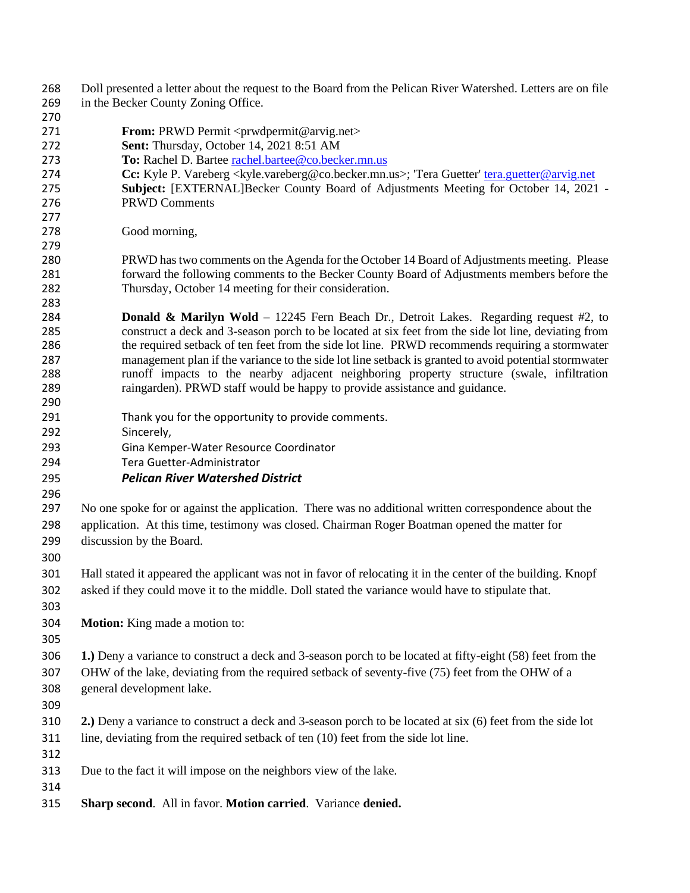Doll presented a letter about the request to the Board from the Pelican River Watershed. Letters are on file in the Becker County Zoning Office.

> **From:** PRWD Permit <prwdpermit@arvig.net>
> **Sent:** Thursday, October 14, 2021 8:51 AM
> **To:** Rachel D. Bartee rachel.bartee@co.becker.mn.us
> **Cc:** Kyle P. Vareberg <kyle.vareberg@co.becker.mn.us>; 'Tera Guetter' tera.guetter@arvig.net
> **Subject:** [EXTERNAL]Becker County Board of Adjustments Meeting for October 14, 2021 - PRWD Comments
>
> Good morning,
>
> PRWD has two comments on the Agenda for the October 14 Board of Adjustments meeting. Please forward the following comments to the Becker County Board of Adjustments members before the Thursday, October 14 meeting for their consideration.
>
> **Donald & Marilyn Wold** – 12245 Fern Beach Dr., Detroit Lakes. Regarding request #2, to construct a deck and 3-season porch to be located at six feet from the side lot line, deviating from the required setback of ten feet from the side lot line. PRWD recommends requiring a stormwater management plan if the variance to the side lot line setback is granted to avoid potential stormwater runoff impacts to the nearby adjacent neighboring property structure (swale, infiltration raingarden). PRWD staff would be happy to provide assistance and guidance.
>
> Thank you for the opportunity to provide comments.
> Sincerely,
> Gina Kemper-Water Resource Coordinator
> Tera Guetter-Administrator
> ***Pelican River Watershed District***

No one spoke for or against the application. There was no additional written correspondence about the application. At this time, testimony was closed. Chairman Roger Boatman opened the matter for discussion by the Board.

Hall stated it appeared the applicant was not in favor of relocating it in the center of the building. Knopf asked if they could move it to the middle. Doll stated the variance would have to stipulate that.

**Motion:** King made a motion to:

**1.)** Deny a variance to construct a deck and 3-season porch to be located at fifty-eight (58) feet from the OHW of the lake, deviating from the required setback of seventy-five (75) feet from the OHW of a general development lake.

**2.)** Deny a variance to construct a deck and 3-season porch to be located at six (6) feet from the side lot line, deviating from the required setback of ten (10) feet from the side lot line.

Due to the fact it will impose on the neighbors view of the lake.

**Sharp second**. All in favor. **Motion carried**. Variance **denied.**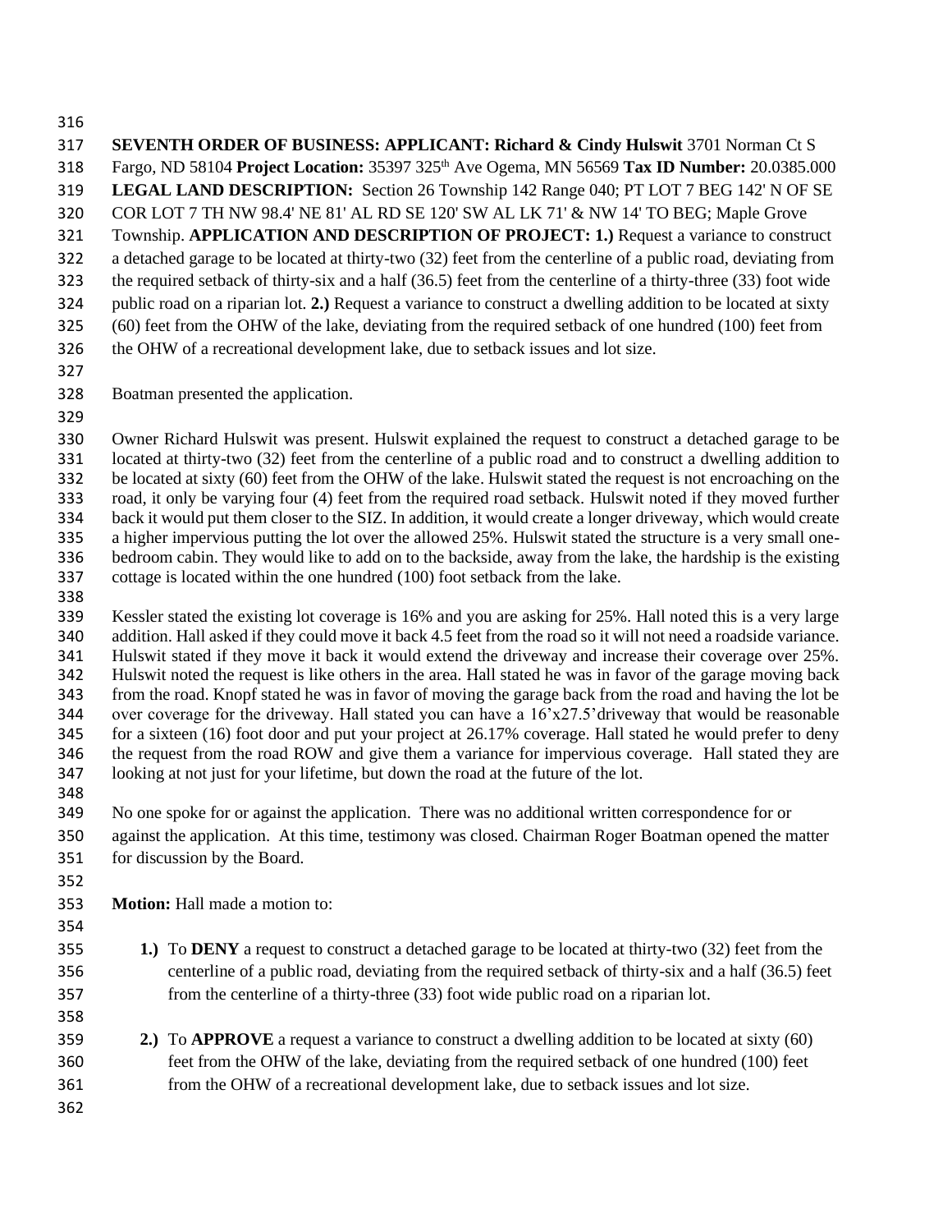**SEVENTH ORDER OF BUSINESS: APPLICANT: Richard & Cindy Hulswit** 3701 Norman Ct S Fargo, ND 58104 **Project Location:** 35397 325th Ave Ogema, MN 56569 **Tax ID Number:** 20.0385.000 **LEGAL LAND DESCRIPTION:** Section 26 Township 142 Range 040; PT LOT 7 BEG 142' N OF SE COR LOT 7 TH NW 98.4' NE 81' AL RD SE 120' SW AL LK 71' & NW 14' TO BEG; Maple Grove Township. **APPLICATION AND DESCRIPTION OF PROJECT: 1.)** Request a variance to construct a detached garage to be located at thirty-two (32) feet from the centerline of a public road, deviating from the required setback of thirty-six and a half (36.5) feet from the centerline of a thirty-three (33) foot wide public road on a riparian lot. **2.)** Request a variance to construct a dwelling addition to be located at sixty (60) feet from the OHW of the lake, deviating from the required setback of one hundred (100) feet from the OHW of a recreational development lake, due to setback issues and lot size.

Boatman presented the application.

Owner Richard Hulswit was present. Hulswit explained the request to construct a detached garage to be located at thirty-two (32) feet from the centerline of a public road and to construct a dwelling addition to be located at sixty (60) feet from the OHW of the lake. Hulswit stated the request is not encroaching on the road, it only be varying four (4) feet from the required road setback. Hulswit noted if they moved further back it would put them closer to the SIZ. In addition, it would create a longer driveway, which would create a higher impervious putting the lot over the allowed 25%. Hulswit stated the structure is a very small one-bedroom cabin. They would like to add on to the backside, away from the lake, the hardship is the existing cottage is located within the one hundred (100) foot setback from the lake.

Kessler stated the existing lot coverage is 16% and you are asking for 25%. Hall noted this is a very large addition. Hall asked if they could move it back 4.5 feet from the road so it will not need a roadside variance. Hulswit stated if they move it back it would extend the driveway and increase their coverage over 25%. Hulswit noted the request is like others in the area. Hall stated he was in favor of the garage moving back from the road. Knopf stated he was in favor of moving the garage back from the road and having the lot be over coverage for the driveway. Hall stated you can have a 16'x27.5'driveway that would be reasonable for a sixteen (16) foot door and put your project at 26.17% coverage. Hall stated he would prefer to deny the request from the road ROW and give them a variance for impervious coverage. Hall stated they are looking at not just for your lifetime, but down the road at the future of the lot.

No one spoke for or against the application. There was no additional written correspondence for or against the application. At this time, testimony was closed. Chairman Roger Boatman opened the matter for discussion by the Board.

**Motion:** Hall made a motion to:

1. To **DENY** a request to construct a detached garage to be located at thirty-two (32) feet from the centerline of a public road, deviating from the required setback of thirty-six and a half (36.5) feet from the centerline of a thirty-three (33) foot wide public road on a riparian lot.

2. To **APPROVE** a request a variance to construct a dwelling addition to be located at sixty (60) feet from the OHW of the lake, deviating from the required setback of one hundred (100) feet from the OHW of a recreational development lake, due to setback issues and lot size.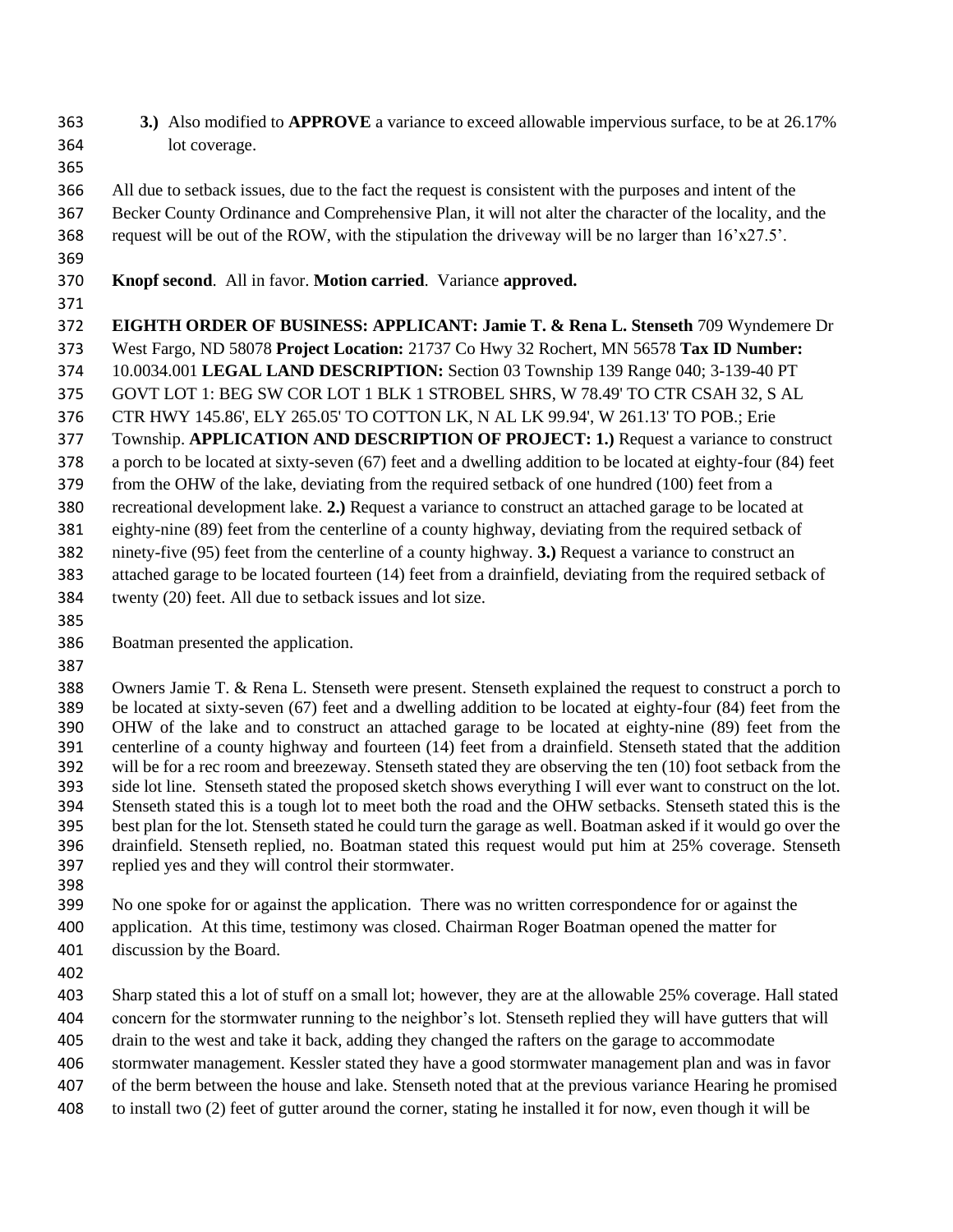**3.)** Also modified to **APPROVE** a variance to exceed allowable impervious surface, to be at 26.17% lot coverage.

All due to setback issues, due to the fact the request is consistent with the purposes and intent of the Becker County Ordinance and Comprehensive Plan, it will not alter the character of the locality, and the request will be out of the ROW, with the stipulation the driveway will be no larger than 16'x27.5'.

**Knopf second**. All in favor. **Motion carried**. Variance **approved.**

**EIGHTH ORDER OF BUSINESS: APPLICANT: Jamie T. & Rena L. Stenseth** 709 Wyndemere Dr West Fargo, ND 58078 **Project Location:** 21737 Co Hwy 32 Rochert, MN 56578 **Tax ID Number:** 10.0034.001 **LEGAL LAND DESCRIPTION:** Section 03 Township 139 Range 040; 3-139-40 PT GOVT LOT 1: BEG SW COR LOT 1 BLK 1 STROBEL SHRS, W 78.49' TO CTR CSAH 32, S AL CTR HWY 145.86', ELY 265.05' TO COTTON LK, N AL LK 99.94', W 261.13' TO POB.; Erie Township. **APPLICATION AND DESCRIPTION OF PROJECT: 1.)** Request a variance to construct a porch to be located at sixty-seven (67) feet and a dwelling addition to be located at eighty-four (84) feet from the OHW of the lake, deviating from the required setback of one hundred (100) feet from a recreational development lake. **2.)** Request a variance to construct an attached garage to be located at eighty-nine (89) feet from the centerline of a county highway, deviating from the required setback of ninety-five (95) feet from the centerline of a county highway. **3.)** Request a variance to construct an attached garage to be located fourteen (14) feet from a drainfield, deviating from the required setback of twenty (20) feet. All due to setback issues and lot size.

Boatman presented the application.

Owners Jamie T. & Rena L. Stenseth were present. Stenseth explained the request to construct a porch to be located at sixty-seven (67) feet and a dwelling addition to be located at eighty-four (84) feet from the OHW of the lake and to construct an attached garage to be located at eighty-nine (89) feet from the centerline of a county highway and fourteen (14) feet from a drainfield. Stenseth stated that the addition will be for a rec room and breezeway. Stenseth stated they are observing the ten (10) foot setback from the side lot line. Stenseth stated the proposed sketch shows everything I will ever want to construct on the lot. Stenseth stated this is a tough lot to meet both the road and the OHW setbacks. Stenseth stated this is the best plan for the lot. Stenseth stated he could turn the garage as well. Boatman asked if it would go over the drainfield. Stenseth replied, no. Boatman stated this request would put him at 25% coverage. Stenseth replied yes and they will control their stormwater.

No one spoke for or against the application. There was no written correspondence for or against the application. At this time, testimony was closed. Chairman Roger Boatman opened the matter for discussion by the Board.

Sharp stated this a lot of stuff on a small lot; however, they are at the allowable 25% coverage. Hall stated concern for the stormwater running to the neighbor's lot. Stenseth replied they will have gutters that will drain to the west and take it back, adding they changed the rafters on the garage to accommodate stormwater management. Kessler stated they have a good stormwater management plan and was in favor of the berm between the house and lake. Stenseth noted that at the previous variance Hearing he promised to install two (2) feet of gutter around the corner, stating he installed it for now, even though it will be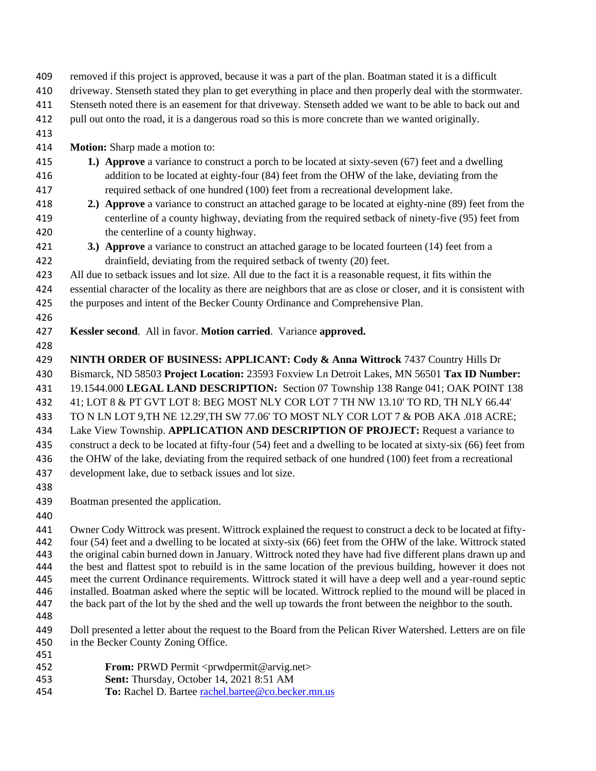removed if this project is approved, because it was a part of the plan. Boatman stated it is a difficult driveway. Stenseth stated they plan to get everything in place and then properly deal with the stormwater. Stenseth noted there is an easement for that driveway. Stenseth added we want to be able to back out and pull out onto the road, it is a dangerous road so this is more concrete than we wanted originally.

**Motion:** Sharp made a motion to:

1.) **Approve** a variance to construct a porch to be located at sixty-seven (67) feet and a dwelling addition to be located at eighty-four (84) feet from the OHW of the lake, deviating from the required setback of one hundred (100) feet from a recreational development lake.
2.) **Approve** a variance to construct an attached garage to be located at eighty-nine (89) feet from the centerline of a county highway, deviating from the required setback of ninety-five (95) feet from the centerline of a county highway.
3.) **Approve** a variance to construct an attached garage to be located fourteen (14) feet from a drainfield, deviating from the required setback of twenty (20) feet.

All due to setback issues and lot size. All due to the fact it is a reasonable request, it fits within the essential character of the locality as there are neighbors that are as close or closer, and it is consistent with the purposes and intent of the Becker County Ordinance and Comprehensive Plan.

**Kessler second**. All in favor. **Motion carried**. Variance **approved.**

**NINTH ORDER OF BUSINESS: APPLICANT: Cody & Anna Wittrock** 7437 Country Hills Dr Bismarck, ND 58503 **Project Location:** 23593 Foxview Ln Detroit Lakes, MN 56501 **Tax ID Number:** 19.1544.000 **LEGAL LAND DESCRIPTION:** Section 07 Township 138 Range 041; OAK POINT 138 41; LOT 8 & PT GVT LOT 8: BEG MOST NLY COR LOT 7 TH NW 13.10' TO RD, TH NLY 66.44' TO N LN LOT 9,TH NE 12.29',TH SW 77.06' TO MOST NLY COR LOT 7 & POB AKA .018 ACRE; Lake View Township. **APPLICATION AND DESCRIPTION OF PROJECT:** Request a variance to construct a deck to be located at fifty-four (54) feet and a dwelling to be located at sixty-six (66) feet from the OHW of the lake, deviating from the required setback of one hundred (100) feet from a recreational development lake, due to setback issues and lot size.

Boatman presented the application.

Owner Cody Wittrock was present. Wittrock explained the request to construct a deck to be located at fifty-four (54) feet and a dwelling to be located at sixty-six (66) feet from the OHW of the lake. Wittrock stated the original cabin burned down in January. Wittrock noted they have had five different plans drawn up and the best and flattest spot to rebuild is in the same location of the previous building, however it does not meet the current Ordinance requirements. Wittrock stated it will have a deep well and a year-round septic installed. Boatman asked where the septic will be located. Wittrock replied to the mound will be placed in the back part of the lot by the shed and the well up towards the front between the neighbor to the south.

Doll presented a letter about the request to the Board from the Pelican River Watershed. Letters are on file in the Becker County Zoning Office.

> **From:** PRWD Permit <prwdpermit@arvig.net>
> **Sent:** Thursday, October 14, 2021 8:51 AM
> **To:** Rachel D. Bartee rachel.bartee@co.becker.mn.us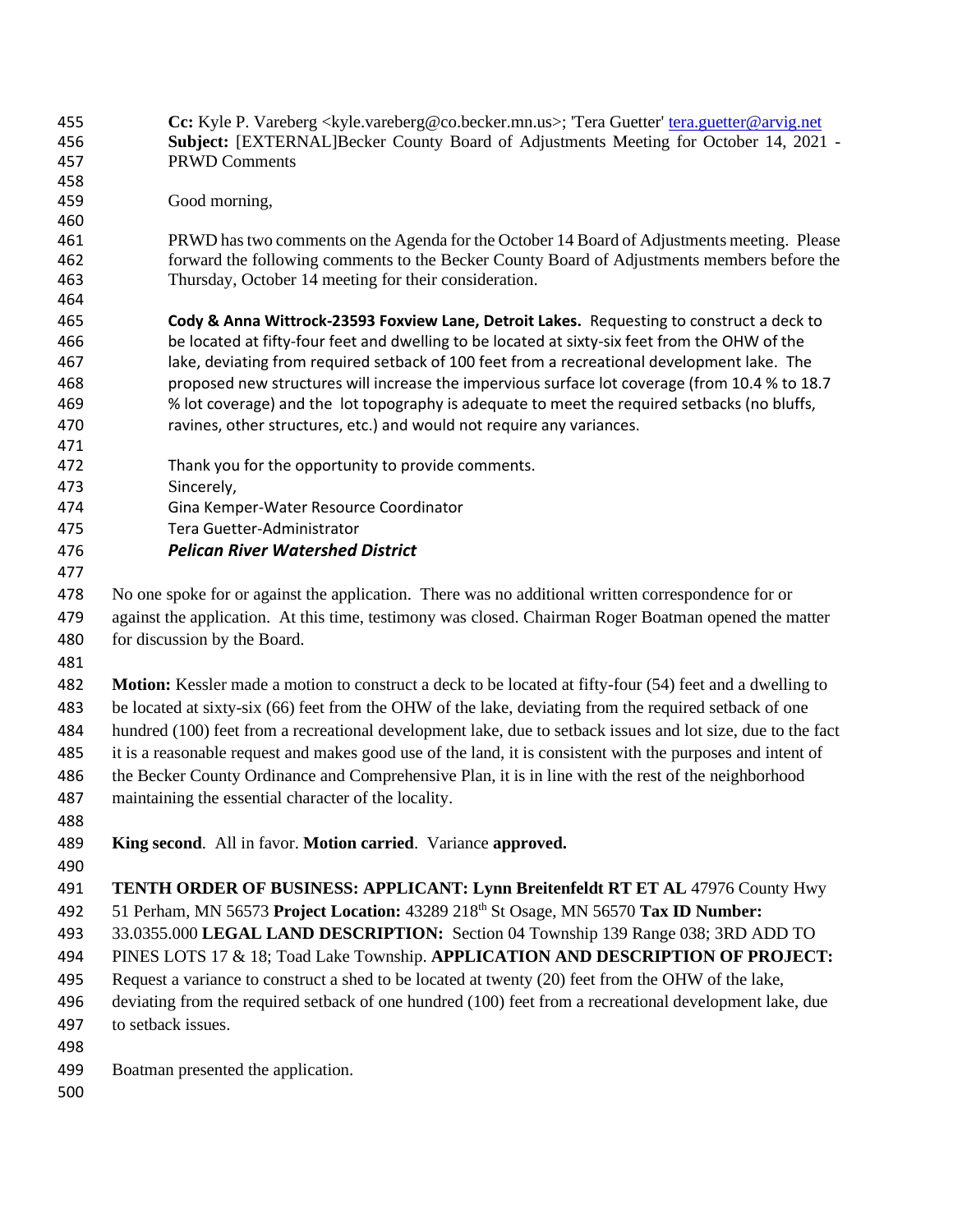**Cc:** Kyle P. Vareberg <kyle.vareberg@co.becker.mn.us>; 'Tera Guetter' tera.guetter@arvig.net
**Subject:** [EXTERNAL]Becker County Board of Adjustments Meeting for October 14, 2021 - PRWD Comments

Good morning,

PRWD has two comments on the Agenda for the October 14 Board of Adjustments meeting. Please forward the following comments to the Becker County Board of Adjustments members before the Thursday, October 14 meeting for their consideration.

**Cody & Anna Wittrock-23593 Foxview Lane, Detroit Lakes.** Requesting to construct a deck to be located at fifty-four feet and dwelling to be located at sixty-six feet from the OHW of the lake, deviating from required setback of 100 feet from a recreational development lake. The proposed new structures will increase the impervious surface lot coverage (from 10.4 % to 18.7 % lot coverage) and the lot topography is adequate to meet the required setbacks (no bluffs, ravines, other structures, etc.) and would not require any variances.

Thank you for the opportunity to provide comments.
Sincerely,
Gina Kemper-Water Resource Coordinator
Tera Guetter-Administrator
***Pelican River Watershed District***

No one spoke for or against the application. There was no additional written correspondence for or against the application. At this time, testimony was closed. Chairman Roger Boatman opened the matter for discussion by the Board.

**Motion:** Kessler made a motion to construct a deck to be located at fifty-four (54) feet and a dwelling to be located at sixty-six (66) feet from the OHW of the lake, deviating from the required setback of one hundred (100) feet from a recreational development lake, due to setback issues and lot size, due to the fact it is a reasonable request and makes good use of the land, it is consistent with the purposes and intent of the Becker County Ordinance and Comprehensive Plan, it is in line with the rest of the neighborhood maintaining the essential character of the locality.

**King second**. All in favor. **Motion carried**. Variance **approved.**

**TENTH ORDER OF BUSINESS: APPLICANT: Lynn Breitenfeldt RT ET AL** 47976 County Hwy 51 Perham, MN 56573 **Project Location:** 43289 218th St Osage, MN 56570 **Tax ID Number:** 33.0355.000 **LEGAL LAND DESCRIPTION:** Section 04 Township 139 Range 038; 3RD ADD TO PINES LOTS 17 & 18; Toad Lake Township. **APPLICATION AND DESCRIPTION OF PROJECT:** Request a variance to construct a shed to be located at twenty (20) feet from the OHW of the lake, deviating from the required setback of one hundred (100) feet from a recreational development lake, due to setback issues.

Boatman presented the application.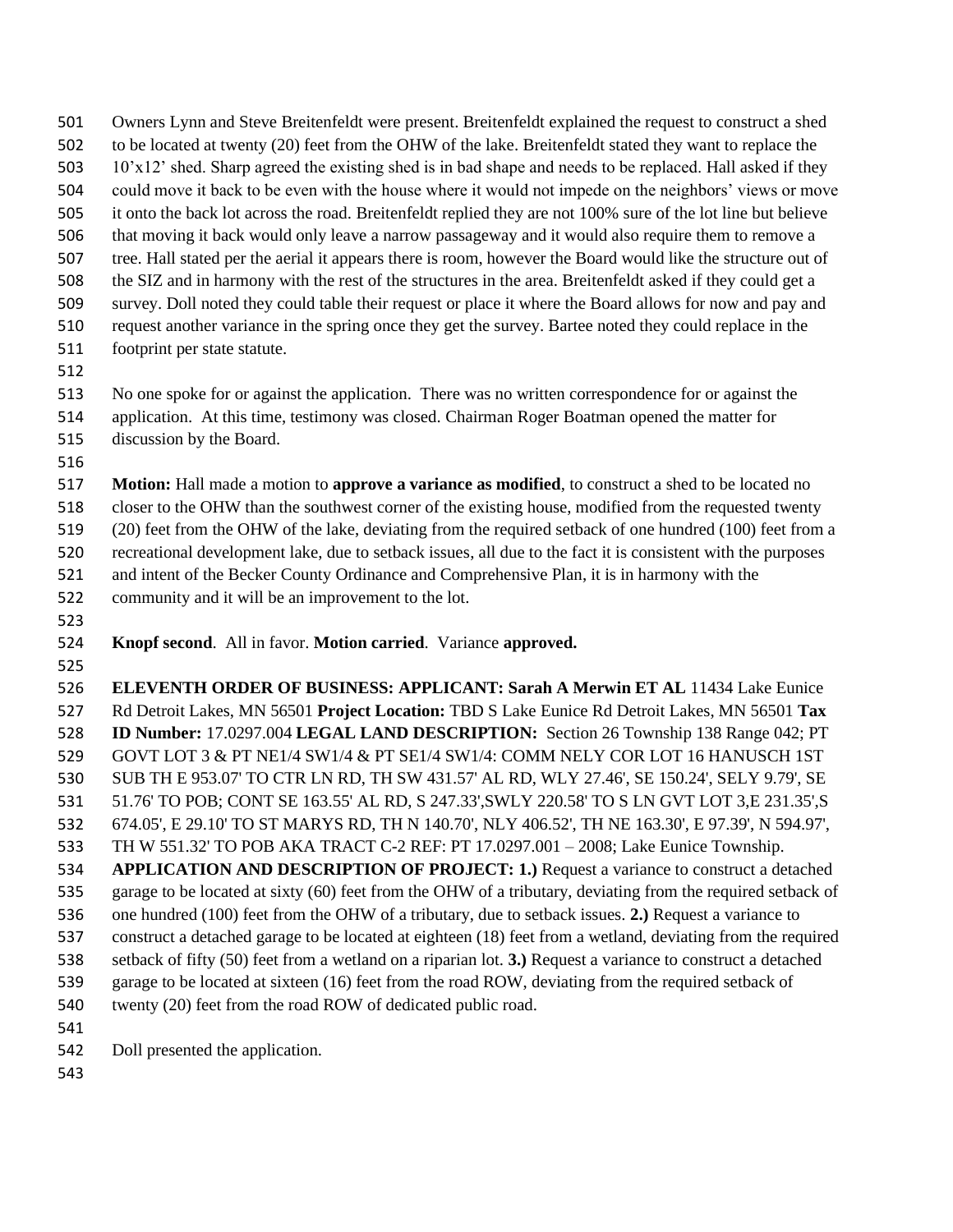Owners Lynn and Steve Breitenfeldt were present. Breitenfeldt explained the request to construct a shed to be located at twenty (20) feet from the OHW of the lake. Breitenfeldt stated they want to replace the 10'x12' shed. Sharp agreed the existing shed is in bad shape and needs to be replaced. Hall asked if they could move it back to be even with the house where it would not impede on the neighbors' views or move it onto the back lot across the road. Breitenfeldt replied they are not 100% sure of the lot line but believe that moving it back would only leave a narrow passageway and it would also require them to remove a tree. Hall stated per the aerial it appears there is room, however the Board would like the structure out of the SIZ and in harmony with the rest of the structures in the area. Breitenfeldt asked if they could get a survey. Doll noted they could table their request or place it where the Board allows for now and pay and request another variance in the spring once they get the survey. Bartee noted they could replace in the footprint per state statute.

No one spoke for or against the application. There was no written correspondence for or against the application. At this time, testimony was closed. Chairman Roger Boatman opened the matter for discussion by the Board.

**Motion:** Hall made a motion to **approve a variance as modified**, to construct a shed to be located no closer to the OHW than the southwest corner of the existing house, modified from the requested twenty (20) feet from the OHW of the lake, deviating from the required setback of one hundred (100) feet from a recreational development lake, due to setback issues, all due to the fact it is consistent with the purposes and intent of the Becker County Ordinance and Comprehensive Plan, it is in harmony with the community and it will be an improvement to the lot.

**Knopf second**. All in favor. **Motion carried**. Variance **approved.**

**ELEVENTH ORDER OF BUSINESS: APPLICANT: Sarah A Merwin ET AL** 11434 Lake Eunice Rd Detroit Lakes, MN 56501 **Project Location:** TBD S Lake Eunice Rd Detroit Lakes, MN 56501 **Tax ID Number:** 17.0297.004 **LEGAL LAND DESCRIPTION:** Section 26 Township 138 Range 042; PT GOVT LOT 3 & PT NE1/4 SW1/4 & PT SE1/4 SW1/4: COMM NELY COR LOT 16 HANUSCH 1ST SUB TH E 953.07' TO CTR LN RD, TH SW 431.57' AL RD, WLY 27.46', SE 150.24', SELY 9.79', SE 51.76' TO POB; CONT SE 163.55' AL RD, S 247.33',SWLY 220.58' TO S LN GVT LOT 3,E 231.35',S 674.05', E 29.10' TO ST MARYS RD, TH N 140.70', NLY 406.52', TH NE 163.30', E 97.39', N 594.97', TH W 551.32' TO POB AKA TRACT C-2 REF: PT 17.0297.001 – 2008; Lake Eunice Township. **APPLICATION AND DESCRIPTION OF PROJECT: 1.)** Request a variance to construct a detached garage to be located at sixty (60) feet from the OHW of a tributary, deviating from the required setback of one hundred (100) feet from the OHW of a tributary, due to setback issues. **2.)** Request a variance to construct a detached garage to be located at eighteen (18) feet from a wetland, deviating from the required setback of fifty (50) feet from a wetland on a riparian lot. **3.)** Request a variance to construct a detached garage to be located at sixteen (16) feet from the road ROW, deviating from the required setback of twenty (20) feet from the road ROW of dedicated public road.

Doll presented the application.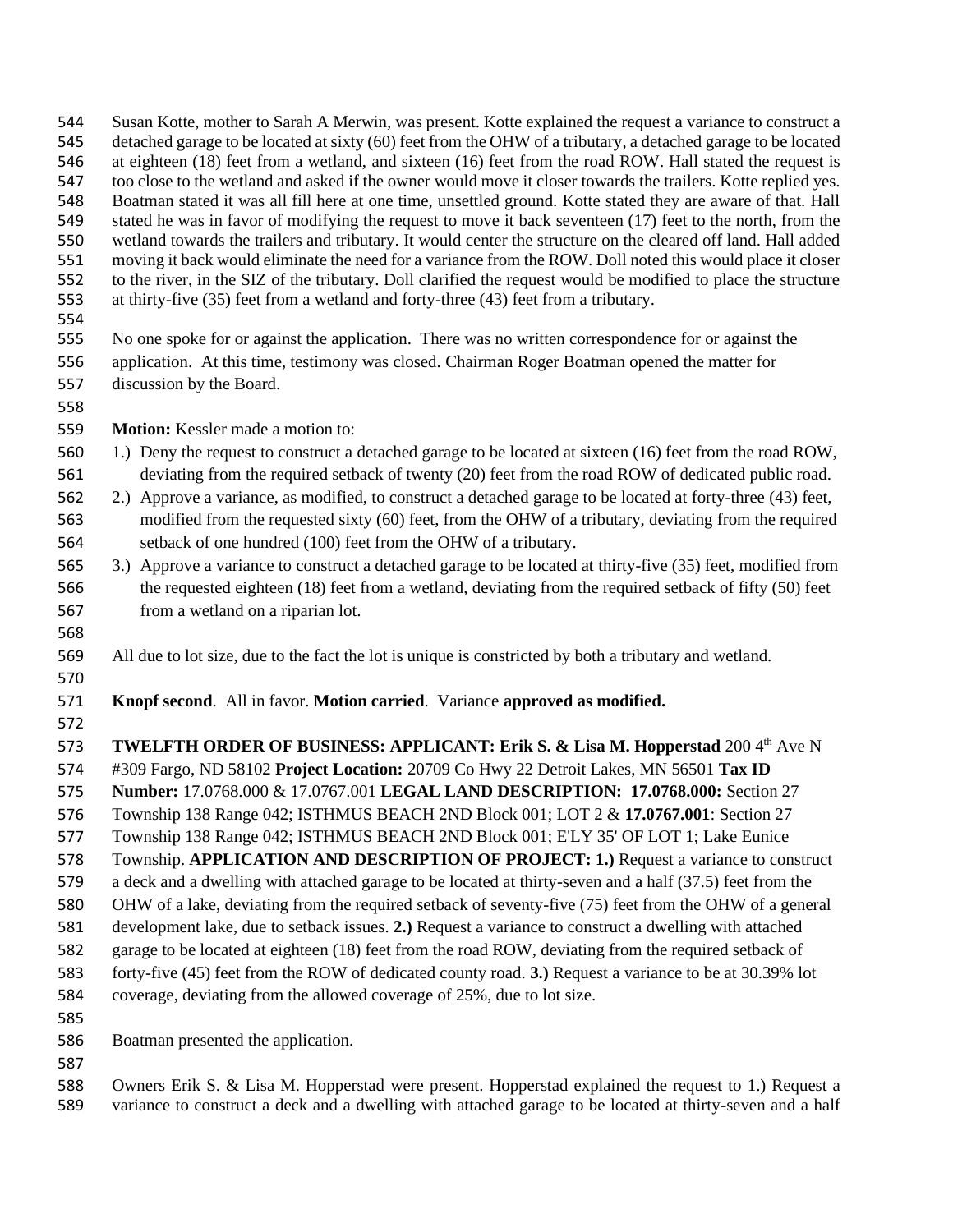Susan Kotte, mother to Sarah A Merwin, was present. Kotte explained the request a variance to construct a detached garage to be located at sixty (60) feet from the OHW of a tributary, a detached garage to be located at eighteen (18) feet from a wetland, and sixteen (16) feet from the road ROW. Hall stated the request is too close to the wetland and asked if the owner would move it closer towards the trailers. Kotte replied yes. Boatman stated it was all fill here at one time, unsettled ground. Kotte stated they are aware of that. Hall stated he was in favor of modifying the request to move it back seventeen (17) feet to the north, from the wetland towards the trailers and tributary. It would center the structure on the cleared off land. Hall added moving it back would eliminate the need for a variance from the ROW. Doll noted this would place it closer to the river, in the SIZ of the tributary. Doll clarified the request would be modified to place the structure at thirty-five (35) feet from a wetland and forty-three (43) feet from a tributary.

No one spoke for or against the application. There was no written correspondence for or against the application. At this time, testimony was closed. Chairman Roger Boatman opened the matter for discussion by the Board.

**Motion:** Kessler made a motion to:

1.) Deny the request to construct a detached garage to be located at sixteen (16) feet from the road ROW, deviating from the required setback of twenty (20) feet from the road ROW of dedicated public road.
2.) Approve a variance, as modified, to construct a detached garage to be located at forty-three (43) feet, modified from the requested sixty (60) feet, from the OHW of a tributary, deviating from the required setback of one hundred (100) feet from the OHW of a tributary.
3.) Approve a variance to construct a detached garage to be located at thirty-five (35) feet, modified from the requested eighteen (18) feet from a wetland, deviating from the required setback of fifty (50) feet from a wetland on a riparian lot.

All due to lot size, due to the fact the lot is unique is constricted by both a tributary and wetland.

**Knopf second**. All in favor. **Motion carried**. Variance **approved as modified.**

**TWELFTH ORDER OF BUSINESS: APPLICANT: Erik S. & Lisa M. Hopperstad** 200 4th Ave N #309 Fargo, ND 58102 **Project Location:** 20709 Co Hwy 22 Detroit Lakes, MN 56501 **Tax ID Number:** 17.0768.000 & 17.0767.001 **LEGAL LAND DESCRIPTION: 17.0768.000:** Section 27 Township 138 Range 042; ISTHMUS BEACH 2ND Block 001; LOT 2 & **17.0767.001**: Section 27 Township 138 Range 042; ISTHMUS BEACH 2ND Block 001; E'LY 35' OF LOT 1; Lake Eunice Township. **APPLICATION AND DESCRIPTION OF PROJECT: 1.)** Request a variance to construct a deck and a dwelling with attached garage to be located at thirty-seven and a half (37.5) feet from the OHW of a lake, deviating from the required setback of seventy-five (75) feet from the OHW of a general development lake, due to setback issues. **2.)** Request a variance to construct a dwelling with attached garage to be located at eighteen (18) feet from the road ROW, deviating from the required setback of forty-five (45) feet from the ROW of dedicated county road. **3.)** Request a variance to be at 30.39% lot coverage, deviating from the allowed coverage of 25%, due to lot size.

Boatman presented the application.

Owners Erik S. & Lisa M. Hopperstad were present. Hopperstad explained the request to 1.) Request a variance to construct a deck and a dwelling with attached garage to be located at thirty-seven and a half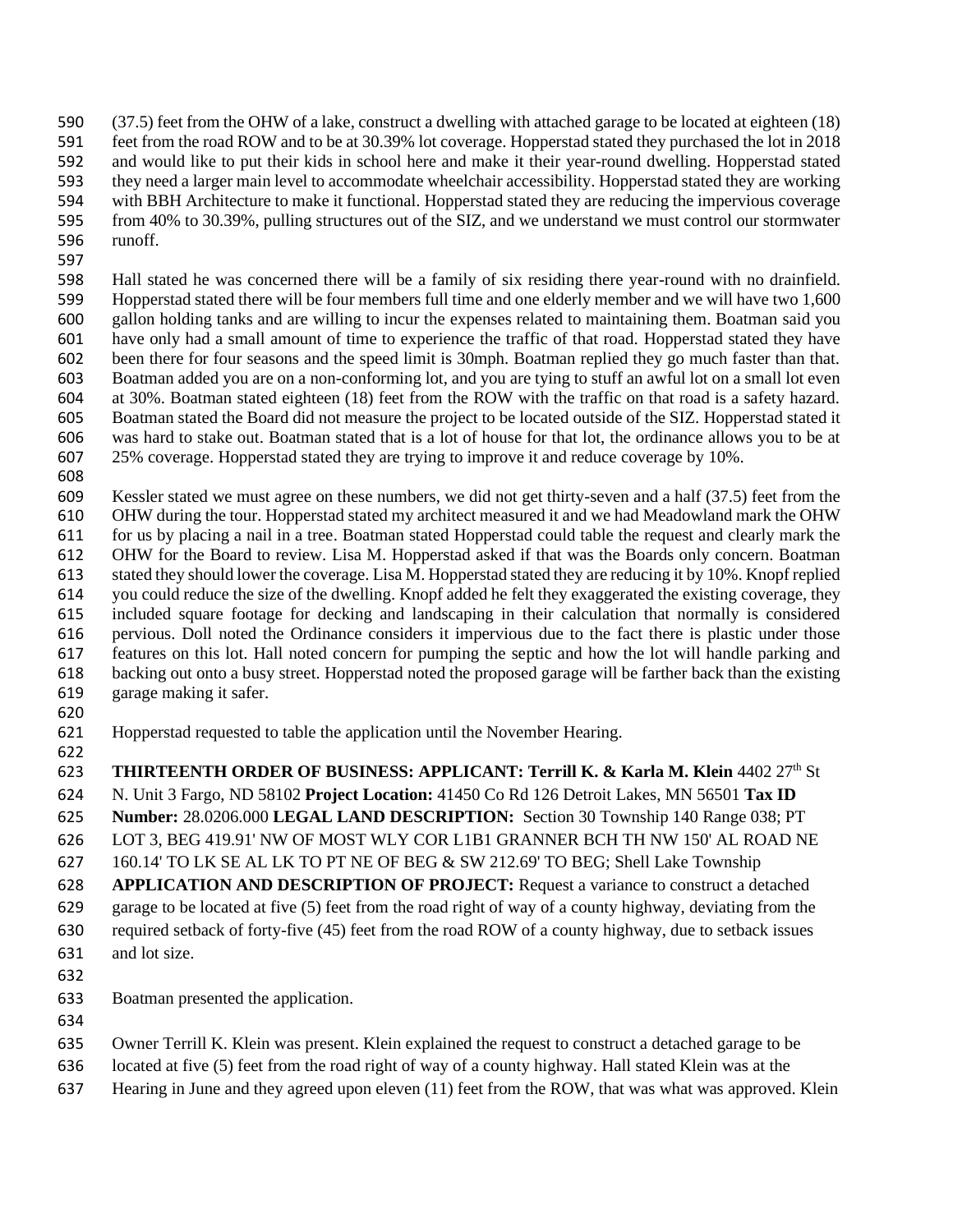(37.5) feet from the OHW of a lake, construct a dwelling with attached garage to be located at eighteen (18) feet from the road ROW and to be at 30.39% lot coverage. Hopperstad stated they purchased the lot in 2018 and would like to put their kids in school here and make it their year-round dwelling. Hopperstad stated they need a larger main level to accommodate wheelchair accessibility. Hopperstad stated they are working with BBH Architecture to make it functional. Hopperstad stated they are reducing the impervious coverage from 40% to 30.39%, pulling structures out of the SIZ, and we understand we must control our stormwater runoff.

Hall stated he was concerned there will be a family of six residing there year-round with no drainfield. Hopperstad stated there will be four members full time and one elderly member and we will have two 1,600 gallon holding tanks and are willing to incur the expenses related to maintaining them. Boatman said you have only had a small amount of time to experience the traffic of that road. Hopperstad stated they have been there for four seasons and the speed limit is 30mph. Boatman replied they go much faster than that. Boatman added you are on a non-conforming lot, and you are tying to stuff an awful lot on a small lot even at 30%. Boatman stated eighteen (18) feet from the ROW with the traffic on that road is a safety hazard. Boatman stated the Board did not measure the project to be located outside of the SIZ. Hopperstad stated it was hard to stake out. Boatman stated that is a lot of house for that lot, the ordinance allows you to be at 25% coverage. Hopperstad stated they are trying to improve it and reduce coverage by 10%.

Kessler stated we must agree on these numbers, we did not get thirty-seven and a half (37.5) feet from the OHW during the tour. Hopperstad stated my architect measured it and we had Meadowland mark the OHW for us by placing a nail in a tree. Boatman stated Hopperstad could table the request and clearly mark the OHW for the Board to review. Lisa M. Hopperstad asked if that was the Boards only concern. Boatman stated they should lower the coverage. Lisa M. Hopperstad stated they are reducing it by 10%. Knopf replied you could reduce the size of the dwelling. Knopf added he felt they exaggerated the existing coverage, they included square footage for decking and landscaping in their calculation that normally is considered pervious. Doll noted the Ordinance considers it impervious due to the fact there is plastic under those features on this lot. Hall noted concern for pumping the septic and how the lot will handle parking and backing out onto a busy street. Hopperstad noted the proposed garage will be farther back than the existing garage making it safer.

Hopperstad requested to table the application until the November Hearing.

**THIRTEENTH ORDER OF BUSINESS: APPLICANT: Terrill K. & Karla M. Klein** 4402 27th St N. Unit 3 Fargo, ND 58102 **Project Location:** 41450 Co Rd 126 Detroit Lakes, MN 56501 **Tax ID Number:** 28.0206.000 **LEGAL LAND DESCRIPTION:** Section 30 Township 140 Range 038; PT LOT 3, BEG 419.91' NW OF MOST WLY COR L1B1 GRANNER BCH TH NW 150' AL ROAD NE 160.14' TO LK SE AL LK TO PT NE OF BEG & SW 212.69' TO BEG; Shell Lake Township **APPLICATION AND DESCRIPTION OF PROJECT:** Request a variance to construct a detached garage to be located at five (5) feet from the road right of way of a county highway, deviating from the required setback of forty-five (45) feet from the road ROW of a county highway, due to setback issues and lot size.

Boatman presented the application.

Owner Terrill K. Klein was present. Klein explained the request to construct a detached garage to be located at five (5) feet from the road right of way of a county highway. Hall stated Klein was at the Hearing in June and they agreed upon eleven (11) feet from the ROW, that was what was approved. Klein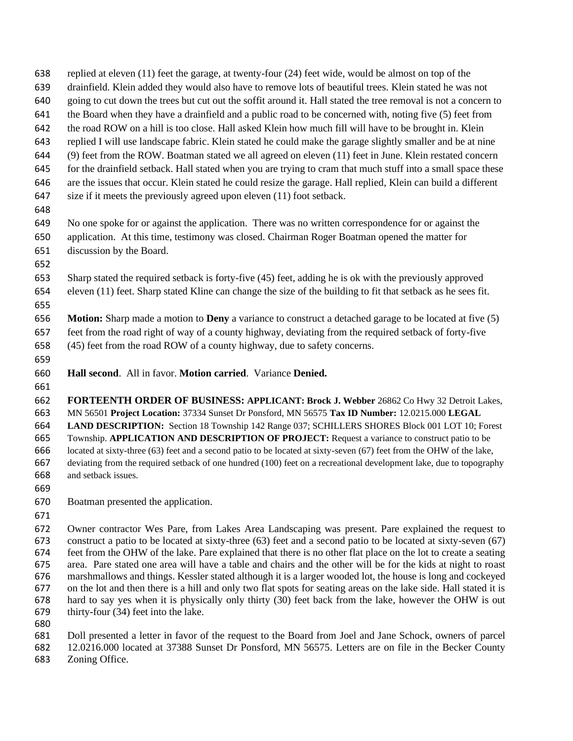replied at eleven (11) feet the garage, at twenty-four (24) feet wide, would be almost on top of the drainfield. Klein added they would also have to remove lots of beautiful trees. Klein stated he was not going to cut down the trees but cut out the soffit around it. Hall stated the tree removal is not a concern to the Board when they have a drainfield and a public road to be concerned with, noting five (5) feet from the road ROW on a hill is too close. Hall asked Klein how much fill will have to be brought in. Klein replied I will use landscape fabric. Klein stated he could make the garage slightly smaller and be at nine (9) feet from the ROW. Boatman stated we all agreed on eleven (11) feet in June. Klein restated concern for the drainfield setback. Hall stated when you are trying to cram that much stuff into a small space these are the issues that occur. Klein stated he could resize the garage. Hall replied, Klein can build a different size if it meets the previously agreed upon eleven (11) foot setback.

No one spoke for or against the application. There was no written correspondence for or against the application. At this time, testimony was closed. Chairman Roger Boatman opened the matter for discussion by the Board.

Sharp stated the required setback is forty-five (45) feet, adding he is ok with the previously approved eleven (11) feet. Sharp stated Kline can change the size of the building to fit that setback as he sees fit.

**Motion:** Sharp made a motion to **Deny** a variance to construct a detached garage to be located at five (5) feet from the road right of way of a county highway, deviating from the required setback of forty-five (45) feet from the road ROW of a county highway, due to safety concerns.

**Hall second**. All in favor. **Motion carried**. Variance **Denied.**

**FORTEENTH ORDER OF BUSINESS: APPLICANT: Brock J. Webber** 26862 Co Hwy 32 Detroit Lakes, MN 56501 **Project Location:** 37334 Sunset Dr Ponsford, MN 56575 **Tax ID Number:** 12.0215.000 **LEGAL LAND DESCRIPTION:** Section 18 Township 142 Range 037; SCHILLERS SHORES Block 001 LOT 10; Forest Township. **APPLICATION AND DESCRIPTION OF PROJECT:** Request a variance to construct patio to be located at sixty-three (63) feet and a second patio to be located at sixty-seven (67) feet from the OHW of the lake, deviating from the required setback of one hundred (100) feet on a recreational development lake, due to topography and setback issues.

Boatman presented the application.

Owner contractor Wes Pare, from Lakes Area Landscaping was present. Pare explained the request to construct a patio to be located at sixty-three (63) feet and a second patio to be located at sixty-seven (67) feet from the OHW of the lake. Pare explained that there is no other flat place on the lot to create a seating area. Pare stated one area will have a table and chairs and the other will be for the kids at night to roast marshmallows and things. Kessler stated although it is a larger wooded lot, the house is long and cockeyed on the lot and then there is a hill and only two flat spots for seating areas on the lake side. Hall stated it is hard to say yes when it is physically only thirty (30) feet back from the lake, however the OHW is out thirty-four (34) feet into the lake.

Doll presented a letter in favor of the request to the Board from Joel and Jane Schock, owners of parcel 12.0216.000 located at 37388 Sunset Dr Ponsford, MN 56575. Letters are on file in the Becker County Zoning Office.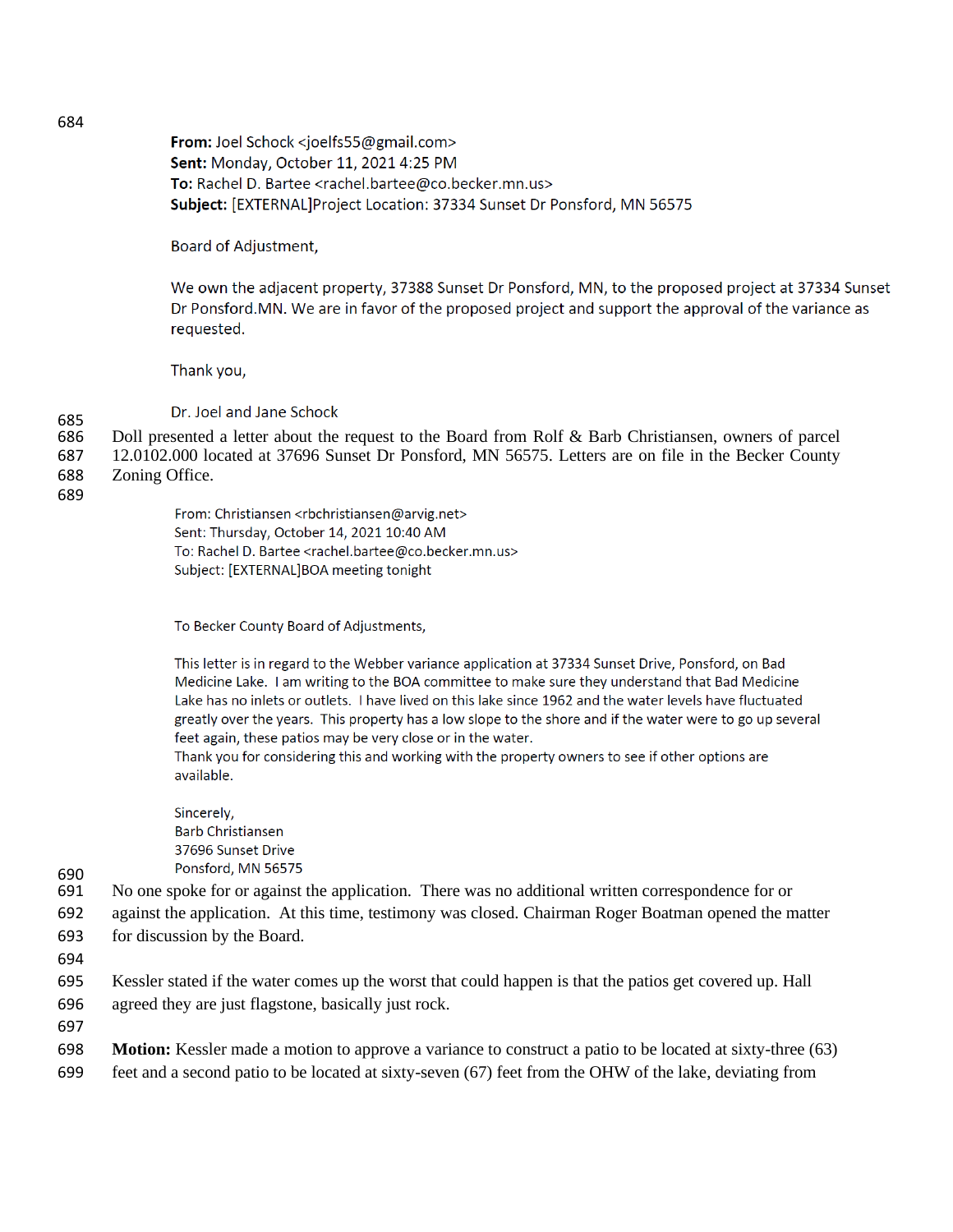**From:** Joel Schock <joelfs55@gmail.com>
**Sent:** Monday, October 11, 2021 4:25 PM
**To:** Rachel D. Bartee <rachel.bartee@co.becker.mn.us>
**Subject:** [EXTERNAL]Project Location: 37334 Sunset Dr Ponsford, MN 56575

Board of Adjustment,

We own the adjacent property, 37388 Sunset Dr Ponsford, MN, to the proposed project at 37334 Sunset Dr Ponsford.MN. We are in favor of the proposed project and support the approval of the variance as requested.

Thank you,

Dr. Joel and Jane Schock

Doll presented a letter about the request to the Board from Rolf & Barb Christiansen, owners of parcel 12.0102.000 located at 37696 Sunset Dr Ponsford, MN 56575. Letters are on file in the Becker County Zoning Office.

From: Christiansen <rbchristiansen@arvig.net>
Sent: Thursday, October 14, 2021 10:40 AM
To: Rachel D. Bartee <rachel.bartee@co.becker.mn.us>
Subject: [EXTERNAL]BOA meeting tonight

To Becker County Board of Adjustments,

This letter is in regard to the Webber variance application at 37334 Sunset Drive, Ponsford, on Bad Medicine Lake. I am writing to the BOA committee to make sure they understand that Bad Medicine Lake has no inlets or outlets. I have lived on this lake since 1962 and the water levels have fluctuated greatly over the years. This property has a low slope to the shore and if the water were to go up several feet again, these patios may be very close or in the water.
Thank you for considering this and working with the property owners to see if other options are available.

Sincerely,
Barb Christiansen
37696 Sunset Drive
Ponsford, MN 56575

No one spoke for or against the application. There was no additional written correspondence for or against the application. At this time, testimony was closed. Chairman Roger Boatman opened the matter for discussion by the Board.

Kessler stated if the water comes up the worst that could happen is that the patios get covered up. Hall agreed they are just flagstone, basically just rock.

**Motion:** Kessler made a motion to approve a variance to construct a patio to be located at sixty-three (63) feet and a second patio to be located at sixty-seven (67) feet from the OHW of the lake, deviating from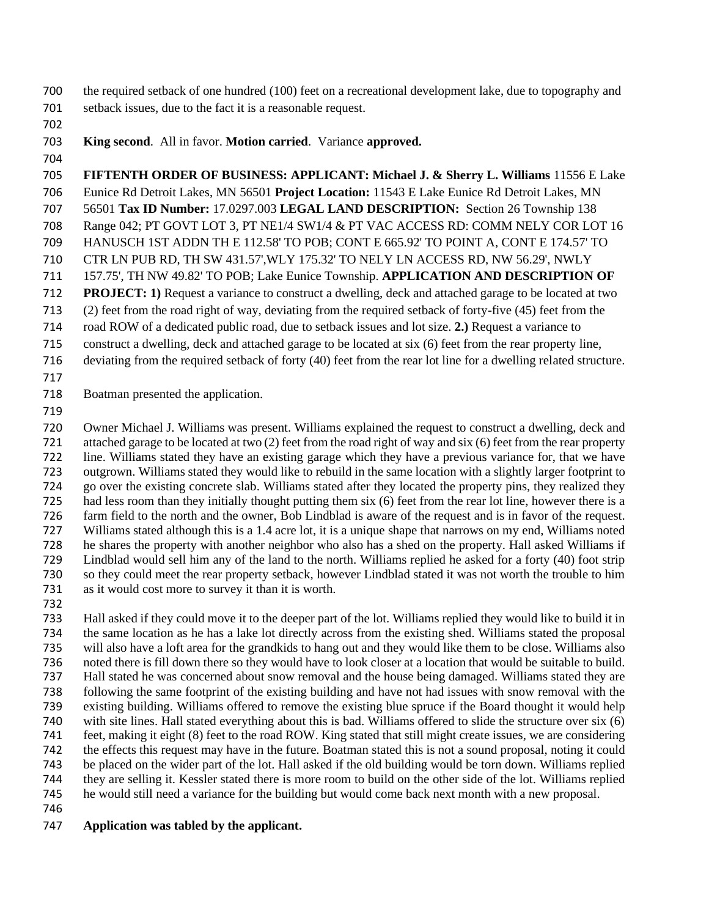the required setback of one hundred (100) feet on a recreational development lake, due to topography and setback issues, due to the fact it is a reasonable request.

**King second**. All in favor. **Motion carried**. Variance **approved.**

**FIFTENTH ORDER OF BUSINESS: APPLICANT: Michael J. & Sherry L. Williams** 11556 E Lake Eunice Rd Detroit Lakes, MN 56501 **Project Location:** 11543 E Lake Eunice Rd Detroit Lakes, MN 56501 **Tax ID Number:** 17.0297.003 **LEGAL LAND DESCRIPTION:** Section 26 Township 138 Range 042; PT GOVT LOT 3, PT NE1/4 SW1/4 & PT VAC ACCESS RD: COMM NELY COR LOT 16 HANUSCH 1ST ADDN TH E 112.58' TO POB; CONT E 665.92' TO POINT A, CONT E 174.57' TO CTR LN PUB RD, TH SW 431.57',WLY 175.32' TO NELY LN ACCESS RD, NW 56.29', NWLY 157.75', TH NW 49.82' TO POB; Lake Eunice Township. **APPLICATION AND DESCRIPTION OF PROJECT: 1)** Request a variance to construct a dwelling, deck and attached garage to be located at two (2) feet from the road right of way, deviating from the required setback of forty-five (45) feet from the road ROW of a dedicated public road, due to setback issues and lot size. **2.)** Request a variance to construct a dwelling, deck and attached garage to be located at six (6) feet from the rear property line, deviating from the required setback of forty (40) feet from the rear lot line for a dwelling related structure.

Boatman presented the application.

Owner Michael J. Williams was present. Williams explained the request to construct a dwelling, deck and attached garage to be located at two (2) feet from the road right of way and six (6) feet from the rear property line. Williams stated they have an existing garage which they have a previous variance for, that we have outgrown. Williams stated they would like to rebuild in the same location with a slightly larger footprint to go over the existing concrete slab. Williams stated after they located the property pins, they realized they had less room than they initially thought putting them six (6) feet from the rear lot line, however there is a farm field to the north and the owner, Bob Lindblad is aware of the request and is in favor of the request. Williams stated although this is a 1.4 acre lot, it is a unique shape that narrows on my end, Williams noted he shares the property with another neighbor who also has a shed on the property. Hall asked Williams if Lindblad would sell him any of the land to the north. Williams replied he asked for a forty (40) foot strip so they could meet the rear property setback, however Lindblad stated it was not worth the trouble to him as it would cost more to survey it than it is worth.

Hall asked if they could move it to the deeper part of the lot. Williams replied they would like to build it in the same location as he has a lake lot directly across from the existing shed. Williams stated the proposal will also have a loft area for the grandkids to hang out and they would like them to be close. Williams also noted there is fill down there so they would have to look closer at a location that would be suitable to build. Hall stated he was concerned about snow removal and the house being damaged. Williams stated they are following the same footprint of the existing building and have not had issues with snow removal with the existing building. Williams offered to remove the existing blue spruce if the Board thought it would help with site lines. Hall stated everything about this is bad. Williams offered to slide the structure over six (6) feet, making it eight (8) feet to the road ROW. King stated that still might create issues, we are considering the effects this request may have in the future. Boatman stated this is not a sound proposal, noting it could be placed on the wider part of the lot. Hall asked if the old building would be torn down. Williams replied they are selling it. Kessler stated there is more room to build on the other side of the lot. Williams replied he would still need a variance for the building but would come back next month with a new proposal.

**Application was tabled by the applicant.**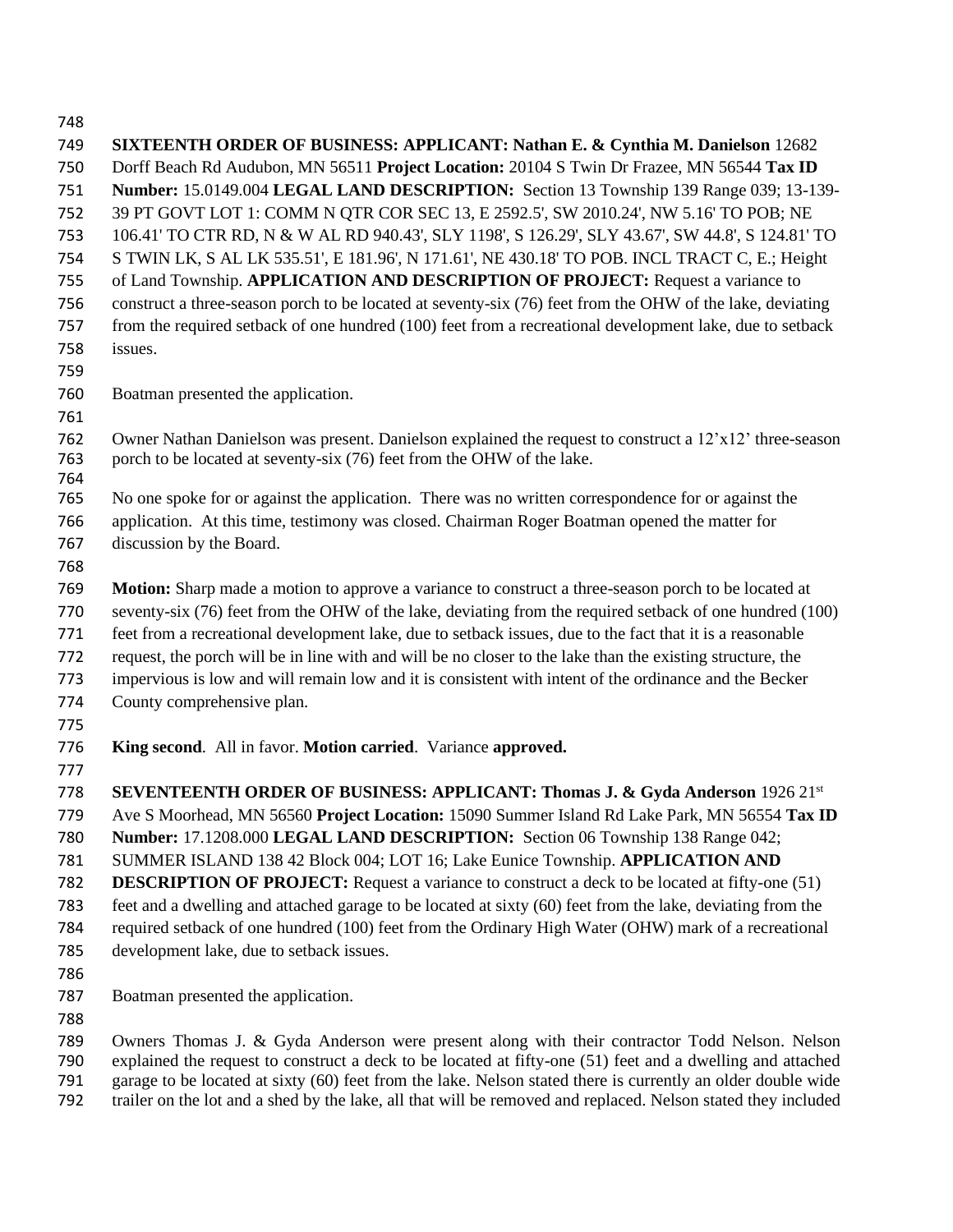**SIXTEENTH ORDER OF BUSINESS: APPLICANT: Nathan E. & Cynthia M. Danielson** 12682 Dorff Beach Rd Audubon, MN 56511 **Project Location:** 20104 S Twin Dr Frazee, MN 56544 **Tax ID Number:** 15.0149.004 **LEGAL LAND DESCRIPTION:** Section 13 Township 139 Range 039; 13-139-39 PT GOVT LOT 1: COMM N QTR COR SEC 13, E 2592.5', SW 2010.24', NW 5.16' TO POB; NE 106.41' TO CTR RD, N & W AL RD 940.43', SLY 1198', S 126.29', SLY 43.67', SW 44.8', S 124.81' TO S TWIN LK, S AL LK 535.51', E 181.96', N 171.61', NE 430.18' TO POB. INCL TRACT C, E.; Height of Land Township. **APPLICATION AND DESCRIPTION OF PROJECT:** Request a variance to construct a three-season porch to be located at seventy-six (76) feet from the OHW of the lake, deviating from the required setback of one hundred (100) feet from a recreational development lake, due to setback issues.

Boatman presented the application.

Owner Nathan Danielson was present. Danielson explained the request to construct a 12'x12' three-season porch to be located at seventy-six (76) feet from the OHW of the lake.

No one spoke for or against the application. There was no written correspondence for or against the application. At this time, testimony was closed. Chairman Roger Boatman opened the matter for discussion by the Board.

**Motion:** Sharp made a motion to approve a variance to construct a three-season porch to be located at seventy-six (76) feet from the OHW of the lake, deviating from the required setback of one hundred (100) feet from a recreational development lake, due to setback issues, due to the fact that it is a reasonable request, the porch will be in line with and will be no closer to the lake than the existing structure, the impervious is low and will remain low and it is consistent with intent of the ordinance and the Becker County comprehensive plan.

**King second**. All in favor. **Motion carried**. Variance **approved.**

**SEVENTEENTH ORDER OF BUSINESS: APPLICANT: Thomas J. & Gyda Anderson** 1926 21st Ave S Moorhead, MN 56560 **Project Location:** 15090 Summer Island Rd Lake Park, MN 56554 **Tax ID Number:** 17.1208.000 **LEGAL LAND DESCRIPTION:** Section 06 Township 138 Range 042; SUMMER ISLAND 138 42 Block 004; LOT 16; Lake Eunice Township. **APPLICATION AND DESCRIPTION OF PROJECT:** Request a variance to construct a deck to be located at fifty-one (51) feet and a dwelling and attached garage to be located at sixty (60) feet from the lake, deviating from the required setback of one hundred (100) feet from the Ordinary High Water (OHW) mark of a recreational development lake, due to setback issues.

Boatman presented the application.

Owners Thomas J. & Gyda Anderson were present along with their contractor Todd Nelson. Nelson explained the request to construct a deck to be located at fifty-one (51) feet and a dwelling and attached garage to be located at sixty (60) feet from the lake. Nelson stated there is currently an older double wide trailer on the lot and a shed by the lake, all that will be removed and replaced. Nelson stated they included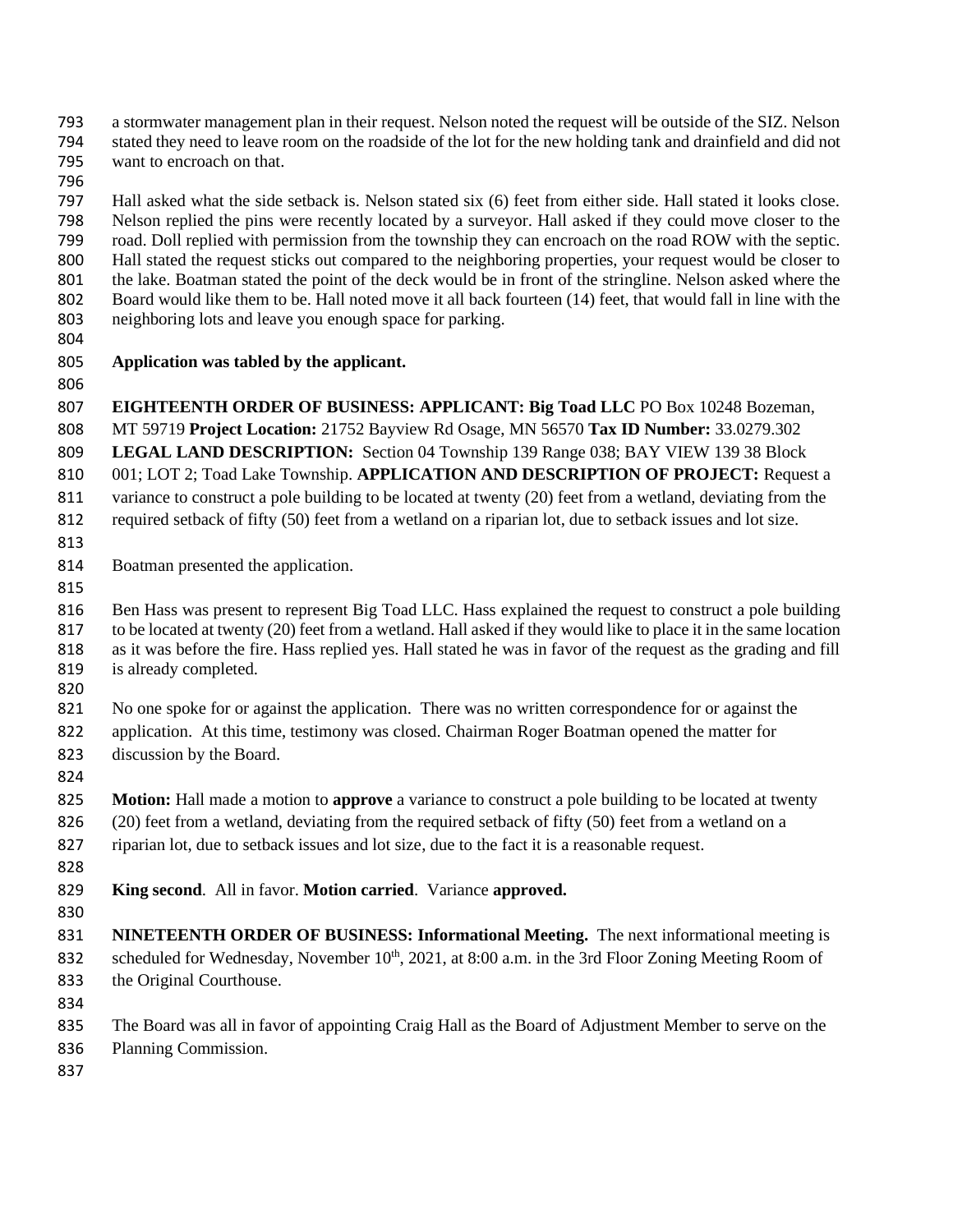a stormwater management plan in their request. Nelson noted the request will be outside of the SIZ. Nelson stated they need to leave room on the roadside of the lot for the new holding tank and drainfield and did not want to encroach on that.

Hall asked what the side setback is. Nelson stated six (6) feet from either side. Hall stated it looks close. Nelson replied the pins were recently located by a surveyor. Hall asked if they could move closer to the road. Doll replied with permission from the township they can encroach on the road ROW with the septic. Hall stated the request sticks out compared to the neighboring properties, your request would be closer to the lake. Boatman stated the point of the deck would be in front of the stringline. Nelson asked where the Board would like them to be. Hall noted move it all back fourteen (14) feet, that would fall in line with the neighboring lots and leave you enough space for parking.

**Application was tabled by the applicant.**

**EIGHTEENTH ORDER OF BUSINESS: APPLICANT: Big Toad LLC** PO Box 10248 Bozeman, MT 59719 **Project Location:** 21752 Bayview Rd Osage, MN 56570 **Tax ID Number:** 33.0279.302 **LEGAL LAND DESCRIPTION:** Section 04 Township 139 Range 038; BAY VIEW 139 38 Block 001; LOT 2; Toad Lake Township. **APPLICATION AND DESCRIPTION OF PROJECT:** Request a variance to construct a pole building to be located at twenty (20) feet from a wetland, deviating from the required setback of fifty (50) feet from a wetland on a riparian lot, due to setback issues and lot size.

Boatman presented the application.

Ben Hass was present to represent Big Toad LLC. Hass explained the request to construct a pole building to be located at twenty (20) feet from a wetland. Hall asked if they would like to place it in the same location as it was before the fire. Hass replied yes. Hall stated he was in favor of the request as the grading and fill is already completed.

No one spoke for or against the application. There was no written correspondence for or against the application. At this time, testimony was closed. Chairman Roger Boatman opened the matter for discussion by the Board.

**Motion:** Hall made a motion to **approve** a variance to construct a pole building to be located at twenty (20) feet from a wetland, deviating from the required setback of fifty (50) feet from a wetland on a riparian lot, due to setback issues and lot size, due to the fact it is a reasonable request.

**King second**. All in favor. **Motion carried**. Variance **approved.**

**NINETEENTH ORDER OF BUSINESS: Informational Meeting.** The next informational meeting is scheduled for Wednesday, November 10th, 2021, at 8:00 a.m. in the 3rd Floor Zoning Meeting Room of the Original Courthouse.

The Board was all in favor of appointing Craig Hall as the Board of Adjustment Member to serve on the Planning Commission.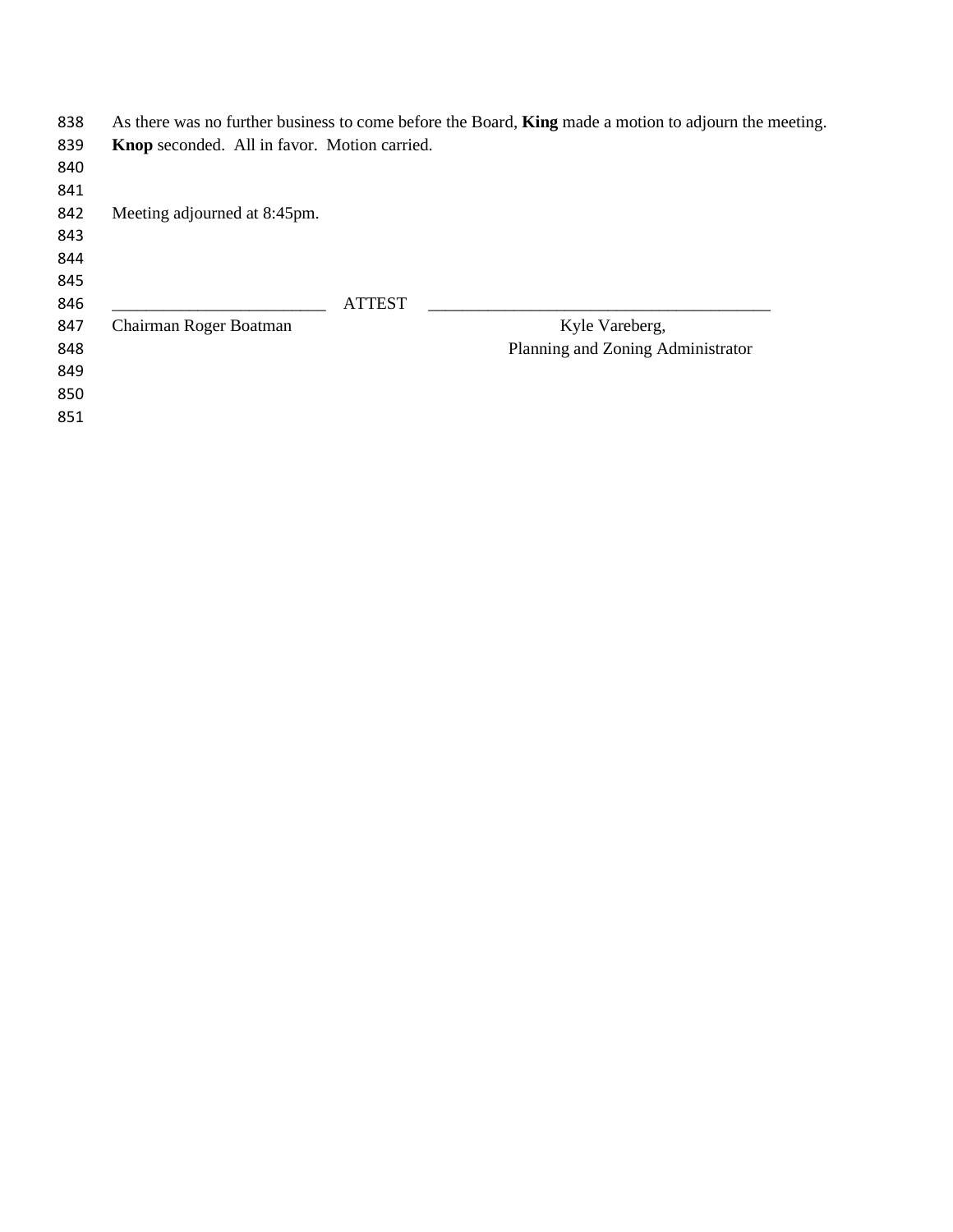As there was no further business to come before the Board, **King** made a motion to adjourn the meeting. **Knop** seconded. All in favor. Motion carried.

Meeting adjourned at 8:45pm.

_________________________ ATTEST ________________________________________

Chairman Roger Boatman

Kyle Vareberg,
Planning and Zoning Administrator